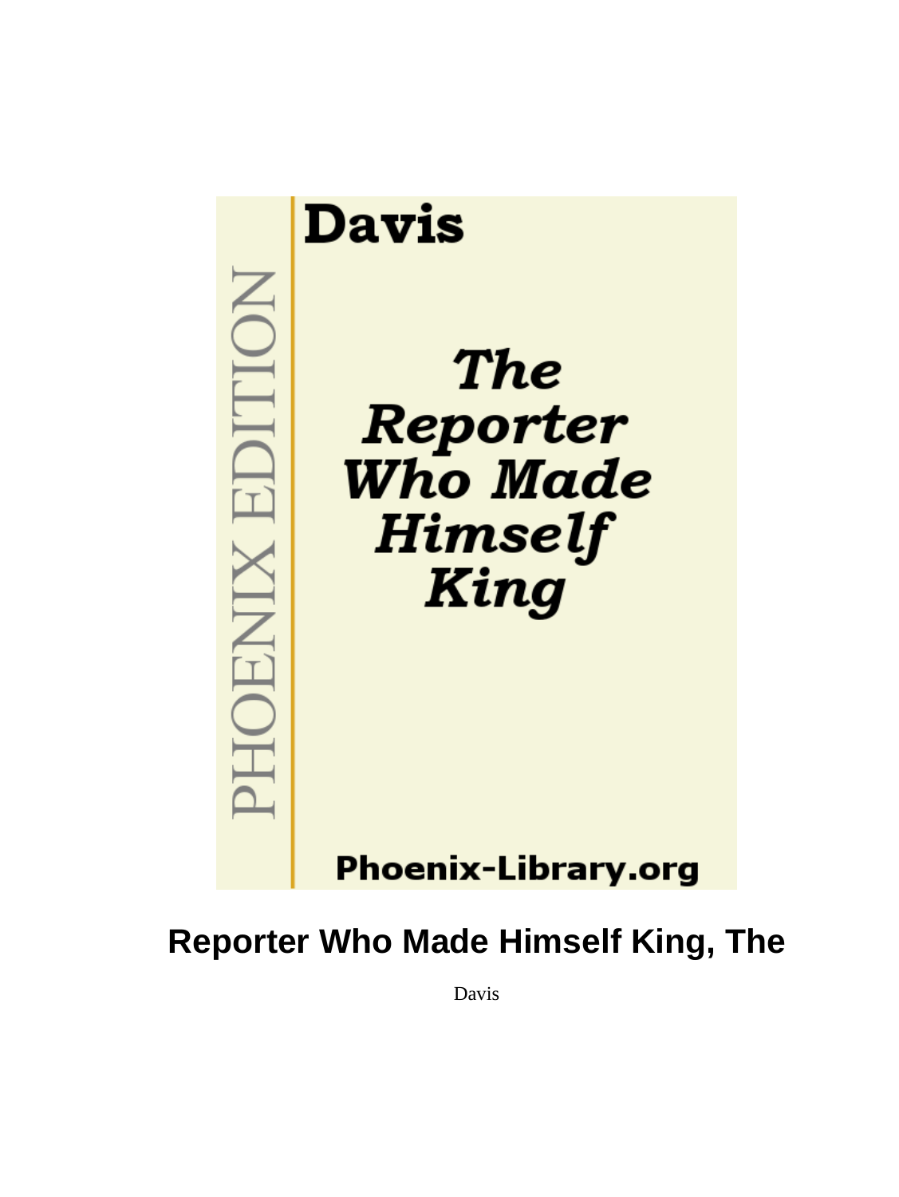Davis

PHOENIX EDITION

*The Reporter Who Made Himself King*

Phoenix-Library.org

# Reporter Who Made Himself King, The

Davis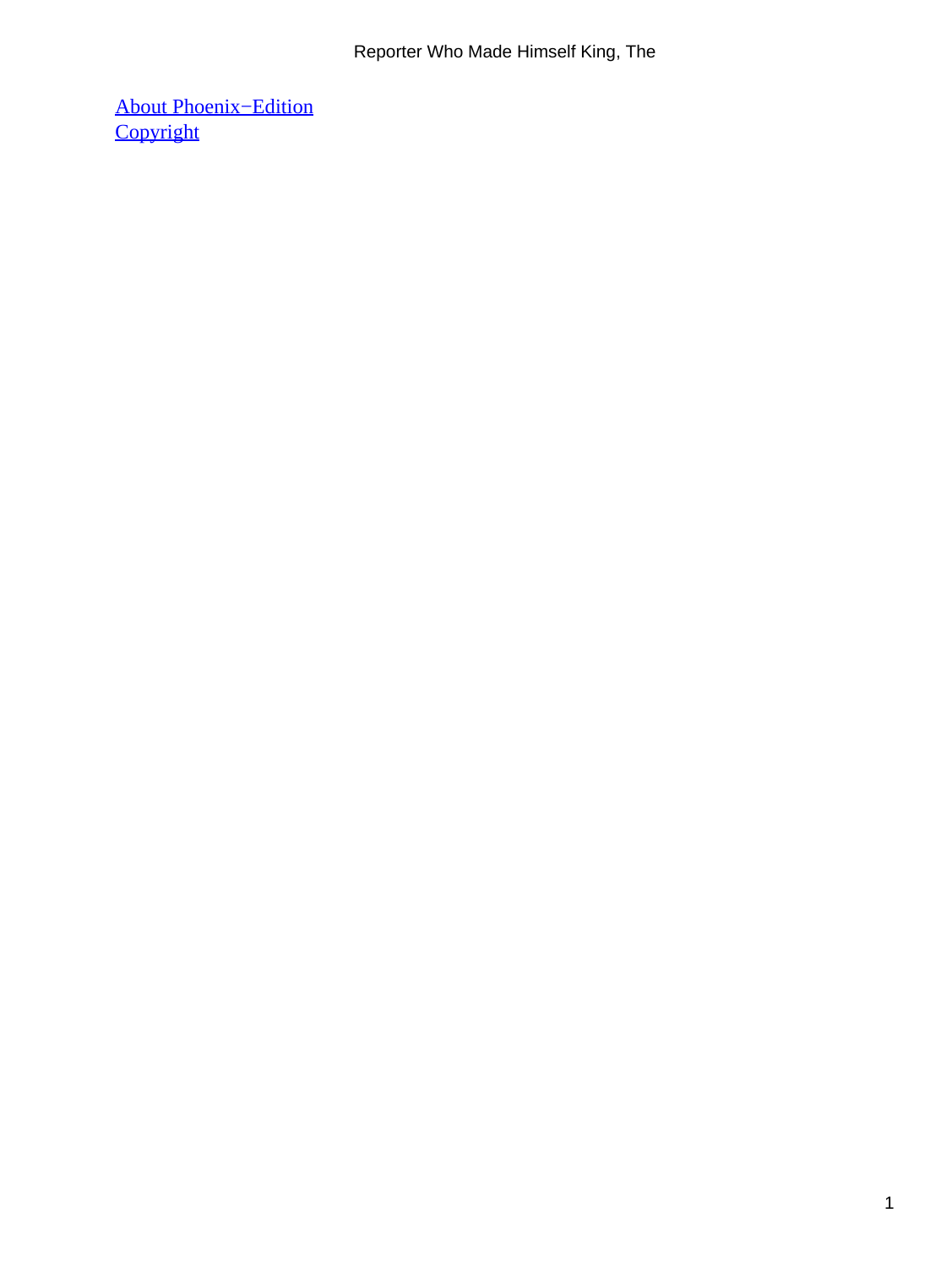About Phoenix−Edition
Copyright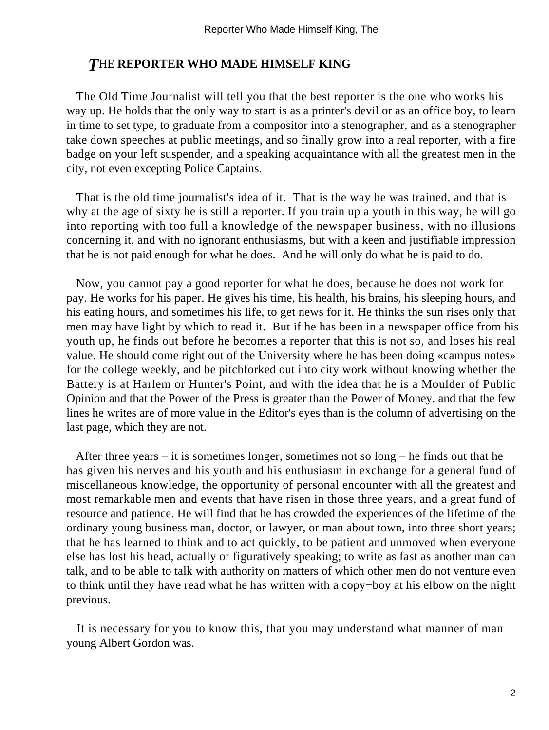## THE REPORTER WHO MADE HIMSELF KING

The Old Time Journalist will tell you that the best reporter is the one who works his way up. He holds that the only way to start is as a printer's devil or as an office boy, to learn in time to set type, to graduate from a compositor into a stenographer, and as a stenographer take down speeches at public meetings, and so finally grow into a real reporter, with a fire badge on your left suspender, and a speaking acquaintance with all the greatest men in the city, not even excepting Police Captains.

That is the old time journalist's idea of it. That is the way he was trained, and that is why at the age of sixty he is still a reporter. If you train up a youth in this way, he will go into reporting with too full a knowledge of the newspaper business, with no illusions concerning it, and with no ignorant enthusiasms, but with a keen and justifiable impression that he is not paid enough for what he does. And he will only do what he is paid to do.

Now, you cannot pay a good reporter for what he does, because he does not work for pay. He works for his paper. He gives his time, his health, his brains, his sleeping hours, and his eating hours, and sometimes his life, to get news for it. He thinks the sun rises only that men may have light by which to read it. But if he has been in a newspaper office from his youth up, he finds out before he becomes a reporter that this is not so, and loses his real value. He should come right out of the University where he has been doing «campus notes» for the college weekly, and be pitchforked out into city work without knowing whether the Battery is at Harlem or Hunter's Point, and with the idea that he is a Moulder of Public Opinion and that the Power of the Press is greater than the Power of Money, and that the few lines he writes are of more value in the Editor's eyes than is the column of advertising on the last page, which they are not.

After three years – it is sometimes longer, sometimes not so long – he finds out that he has given his nerves and his youth and his enthusiasm in exchange for a general fund of miscellaneous knowledge, the opportunity of personal encounter with all the greatest and most remarkable men and events that have risen in those three years, and a great fund of resource and patience. He will find that he has crowded the experiences of the lifetime of the ordinary young business man, doctor, or lawyer, or man about town, into three short years; that he has learned to think and to act quickly, to be patient and unmoved when everyone else has lost his head, actually or figuratively speaking; to write as fast as another man can talk, and to be able to talk with authority on matters of which other men do not venture even to think until they have read what he has written with a copy−boy at his elbow on the night previous.

It is necessary for you to know this, that you may understand what manner of man young Albert Gordon was.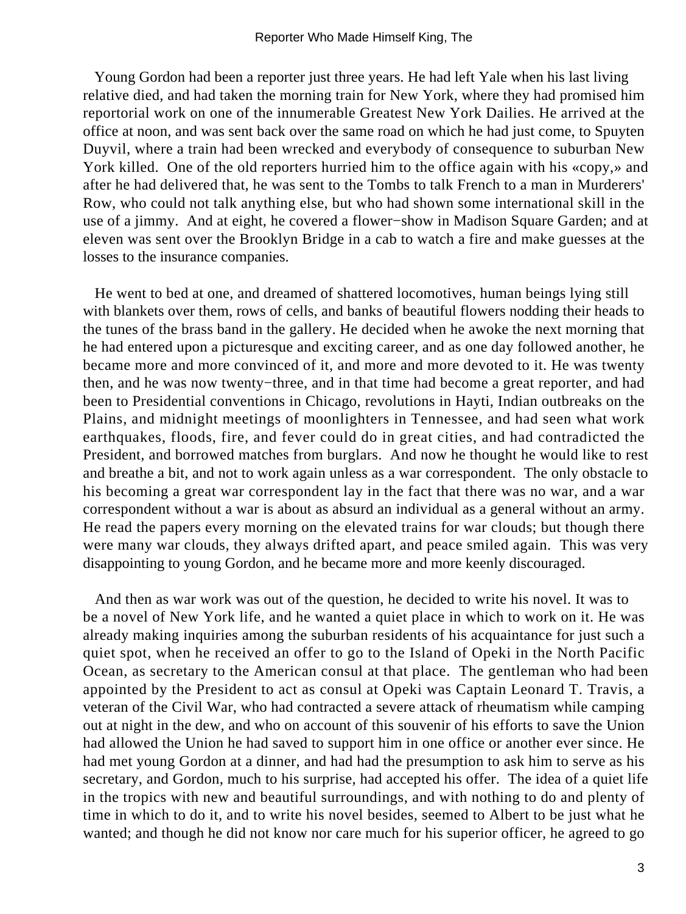Young Gordon had been a reporter just three years. He had left Yale when his last living relative died, and had taken the morning train for New York, where they had promised him reportorial work on one of the innumerable Greatest New York Dailies. He arrived at the office at noon, and was sent back over the same road on which he had just come, to Spuyten Duyvil, where a train had been wrecked and everybody of consequence to suburban New York killed. One of the old reporters hurried him to the office again with his «copy,» and after he had delivered that, he was sent to the Tombs to talk French to a man in Murderers' Row, who could not talk anything else, but who had shown some international skill in the use of a jimmy. And at eight, he covered a flower−show in Madison Square Garden; and at eleven was sent over the Brooklyn Bridge in a cab to watch a fire and make guesses at the losses to the insurance companies.

He went to bed at one, and dreamed of shattered locomotives, human beings lying still with blankets over them, rows of cells, and banks of beautiful flowers nodding their heads to the tunes of the brass band in the gallery. He decided when he awoke the next morning that he had entered upon a picturesque and exciting career, and as one day followed another, he became more and more convinced of it, and more and more devoted to it. He was twenty then, and he was now twenty−three, and in that time had become a great reporter, and had been to Presidential conventions in Chicago, revolutions in Hayti, Indian outbreaks on the Plains, and midnight meetings of moonlighters in Tennessee, and had seen what work earthquakes, floods, fire, and fever could do in great cities, and had contradicted the President, and borrowed matches from burglars. And now he thought he would like to rest and breathe a bit, and not to work again unless as a war correspondent. The only obstacle to his becoming a great war correspondent lay in the fact that there was no war, and a war correspondent without a war is about as absurd an individual as a general without an army. He read the papers every morning on the elevated trains for war clouds; but though there were many war clouds, they always drifted apart, and peace smiled again. This was very disappointing to young Gordon, and he became more and more keenly discouraged.

And then as war work was out of the question, he decided to write his novel. It was to be a novel of New York life, and he wanted a quiet place in which to work on it. He was already making inquiries among the suburban residents of his acquaintance for just such a quiet spot, when he received an offer to go to the Island of Opeki in the North Pacific Ocean, as secretary to the American consul at that place. The gentleman who had been appointed by the President to act as consul at Opeki was Captain Leonard T. Travis, a veteran of the Civil War, who had contracted a severe attack of rheumatism while camping out at night in the dew, and who on account of this souvenir of his efforts to save the Union had allowed the Union he had saved to support him in one office or another ever since. He had met young Gordon at a dinner, and had had the presumption to ask him to serve as his secretary, and Gordon, much to his surprise, had accepted his offer. The idea of a quiet life in the tropics with new and beautiful surroundings, and with nothing to do and plenty of time in which to do it, and to write his novel besides, seemed to Albert to be just what he wanted; and though he did not know nor care much for his superior officer, he agreed to go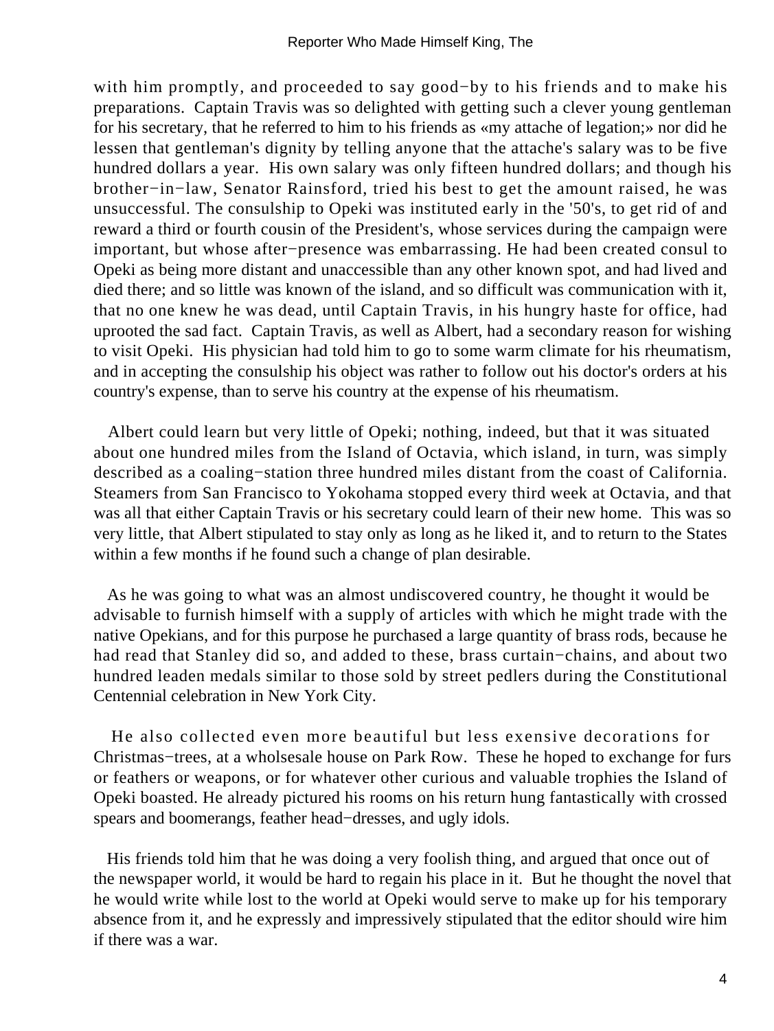with him promptly, and proceeded to say good−by to his friends and to make his preparations. Captain Travis was so delighted with getting such a clever young gentleman for his secretary, that he referred to him to his friends as «my attache of legation;» nor did he lessen that gentleman's dignity by telling anyone that the attache's salary was to be five hundred dollars a year. His own salary was only fifteen hundred dollars; and though his brother−in−law, Senator Rainsford, tried his best to get the amount raised, he was unsuccessful. The consulship to Opeki was instituted early in the '50's, to get rid of and reward a third or fourth cousin of the President's, whose services during the campaign were important, but whose after−presence was embarrassing. He had been created consul to Opeki as being more distant and unaccessible than any other known spot, and had lived and died there; and so little was known of the island, and so difficult was communication with it, that no one knew he was dead, until Captain Travis, in his hungry haste for office, had uprooted the sad fact. Captain Travis, as well as Albert, had a secondary reason for wishing to visit Opeki. His physician had told him to go to some warm climate for his rheumatism, and in accepting the consulship his object was rather to follow out his doctor's orders at his country's expense, than to serve his country at the expense of his rheumatism.

Albert could learn but very little of Opeki; nothing, indeed, but that it was situated about one hundred miles from the Island of Octavia, which island, in turn, was simply described as a coaling−station three hundred miles distant from the coast of California. Steamers from San Francisco to Yokohama stopped every third week at Octavia, and that was all that either Captain Travis or his secretary could learn of their new home. This was so very little, that Albert stipulated to stay only as long as he liked it, and to return to the States within a few months if he found such a change of plan desirable.

As he was going to what was an almost undiscovered country, he thought it would be advisable to furnish himself with a supply of articles with which he might trade with the native Opekians, and for this purpose he purchased a large quantity of brass rods, because he had read that Stanley did so, and added to these, brass curtain−chains, and about two hundred leaden medals similar to those sold by street pedlers during the Constitutional Centennial celebration in New York City.

He also collected even more beautiful but less exensive decorations for Christmas−trees, at a wholsesale house on Park Row. These he hoped to exchange for furs or feathers or weapons, or for whatever other curious and valuable trophies the Island of Opeki boasted. He already pictured his rooms on his return hung fantastically with crossed spears and boomerangs, feather head−dresses, and ugly idols.

His friends told him that he was doing a very foolish thing, and argued that once out of the newspaper world, it would be hard to regain his place in it. But he thought the novel that he would write while lost to the world at Opeki would serve to make up for his temporary absence from it, and he expressly and impressively stipulated that the editor should wire him if there was a war.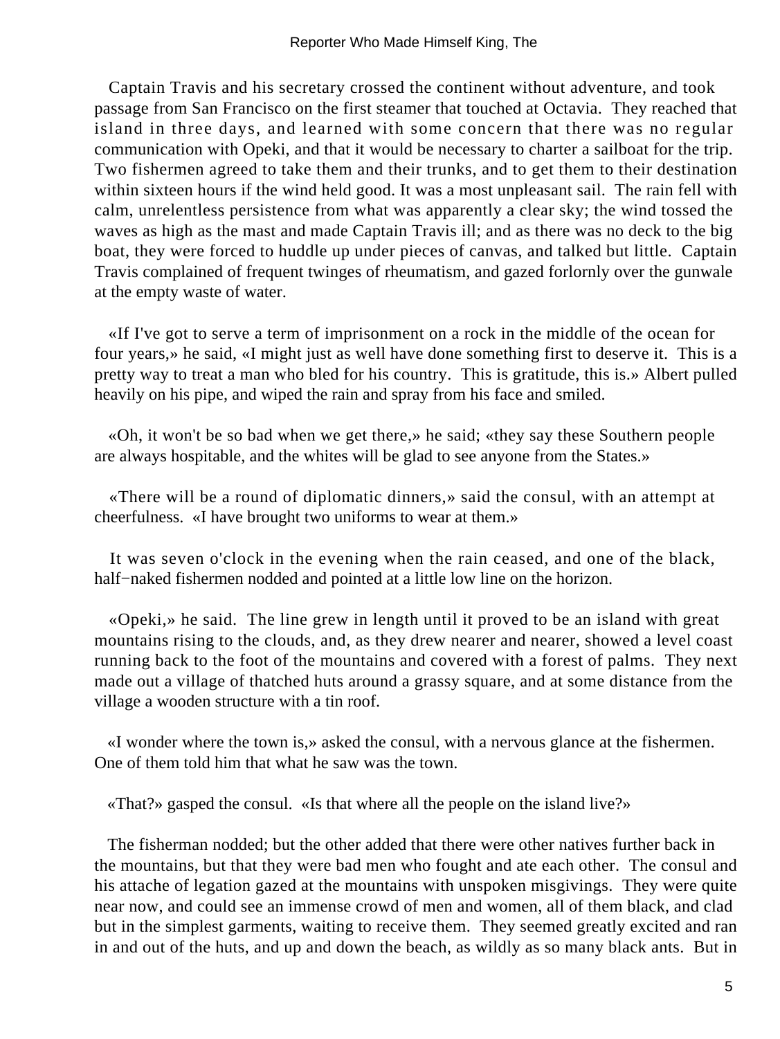Captain Travis and his secretary crossed the continent without adventure, and took passage from San Francisco on the first steamer that touched at Octavia. They reached that island in three days, and learned with some concern that there was no regular communication with Opeki, and that it would be necessary to charter a sailboat for the trip. Two fishermen agreed to take them and their trunks, and to get them to their destination within sixteen hours if the wind held good. It was a most unpleasant sail. The rain fell with calm, unrelentless persistence from what was apparently a clear sky; the wind tossed the waves as high as the mast and made Captain Travis ill; and as there was no deck to the big boat, they were forced to huddle up under pieces of canvas, and talked but little. Captain Travis complained of frequent twinges of rheumatism, and gazed forlornly over the gunwale at the empty waste of water.

«If I've got to serve a term of imprisonment on a rock in the middle of the ocean for four years,» he said, «I might just as well have done something first to deserve it. This is a pretty way to treat a man who bled for his country. This is gratitude, this is.» Albert pulled heavily on his pipe, and wiped the rain and spray from his face and smiled.

«Oh, it won't be so bad when we get there,» he said; «they say these Southern people are always hospitable, and the whites will be glad to see anyone from the States.»

«There will be a round of diplomatic dinners,» said the consul, with an attempt at cheerfulness. «I have brought two uniforms to wear at them.»

It was seven o'clock in the evening when the rain ceased, and one of the black, half−naked fishermen nodded and pointed at a little low line on the horizon.

«Opeki,» he said. The line grew in length until it proved to be an island with great mountains rising to the clouds, and, as they drew nearer and nearer, showed a level coast running back to the foot of the mountains and covered with a forest of palms. They next made out a village of thatched huts around a grassy square, and at some distance from the village a wooden structure with a tin roof.

«I wonder where the town is,» asked the consul, with a nervous glance at the fishermen. One of them told him that what he saw was the town.

«That?» gasped the consul. «Is that where all the people on the island live?»

The fisherman nodded; but the other added that there were other natives further back in the mountains, but that they were bad men who fought and ate each other. The consul and his attache of legation gazed at the mountains with unspoken misgivings. They were quite near now, and could see an immense crowd of men and women, all of them black, and clad but in the simplest garments, waiting to receive them. They seemed greatly excited and ran in and out of the huts, and up and down the beach, as wildly as so many black ants. But in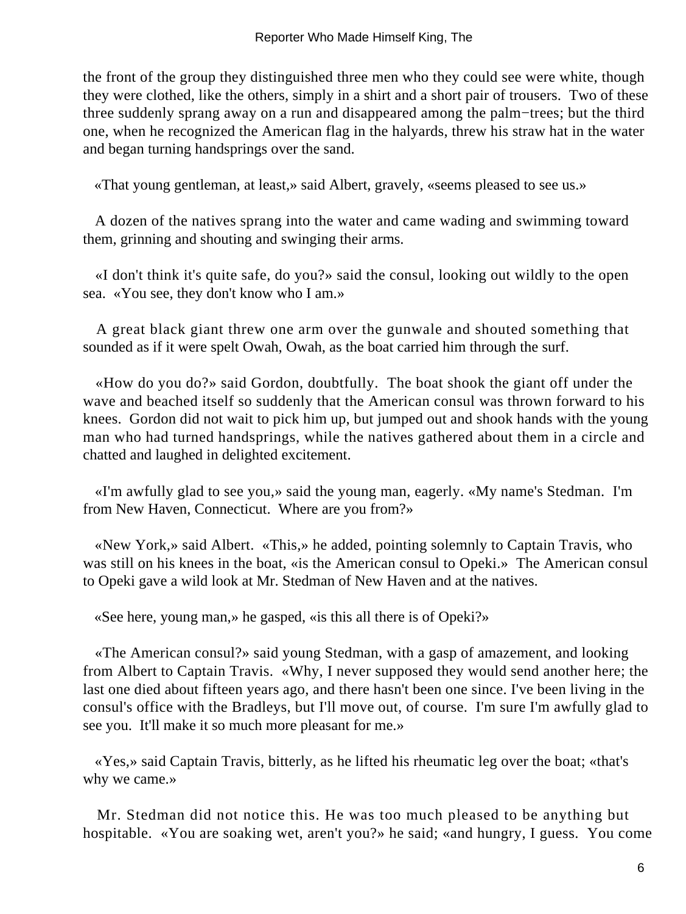the front of the group they distinguished three men who they could see were white, though they were clothed, like the others, simply in a shirt and a short pair of trousers. Two of these three suddenly sprang away on a run and disappeared among the palm−trees; but the third one, when he recognized the American flag in the halyards, threw his straw hat in the water and began turning handsprings over the sand.

«That young gentleman, at least,» said Albert, gravely, «seems pleased to see us.»

A dozen of the natives sprang into the water and came wading and swimming toward them, grinning and shouting and swinging their arms.

«I don't think it's quite safe, do you?» said the consul, looking out wildly to the open sea. «You see, they don't know who I am.»

A great black giant threw one arm over the gunwale and shouted something that sounded as if it were spelt Owah, Owah, as the boat carried him through the surf.

«How do you do?» said Gordon, doubtfully. The boat shook the giant off under the wave and beached itself so suddenly that the American consul was thrown forward to his knees. Gordon did not wait to pick him up, but jumped out and shook hands with the young man who had turned handsprings, while the natives gathered about them in a circle and chatted and laughed in delighted excitement.

«I'm awfully glad to see you,» said the young man, eagerly. «My name's Stedman. I'm from New Haven, Connecticut. Where are you from?»

«New York,» said Albert. «This,» he added, pointing solemnly to Captain Travis, who was still on his knees in the boat, «is the American consul to Opeki.» The American consul to Opeki gave a wild look at Mr. Stedman of New Haven and at the natives.

«See here, young man,» he gasped, «is this all there is of Opeki?»

«The American consul?» said young Stedman, with a gasp of amazement, and looking from Albert to Captain Travis. «Why, I never supposed they would send another here; the last one died about fifteen years ago, and there hasn't been one since. I've been living in the consul's office with the Bradleys, but I'll move out, of course. I'm sure I'm awfully glad to see you. It'll make it so much more pleasant for me.»

«Yes,» said Captain Travis, bitterly, as he lifted his rheumatic leg over the boat; «that's why we came.»

Mr. Stedman did not notice this. He was too much pleased to be anything but hospitable. «You are soaking wet, aren't you?» he said; «and hungry, I guess. You come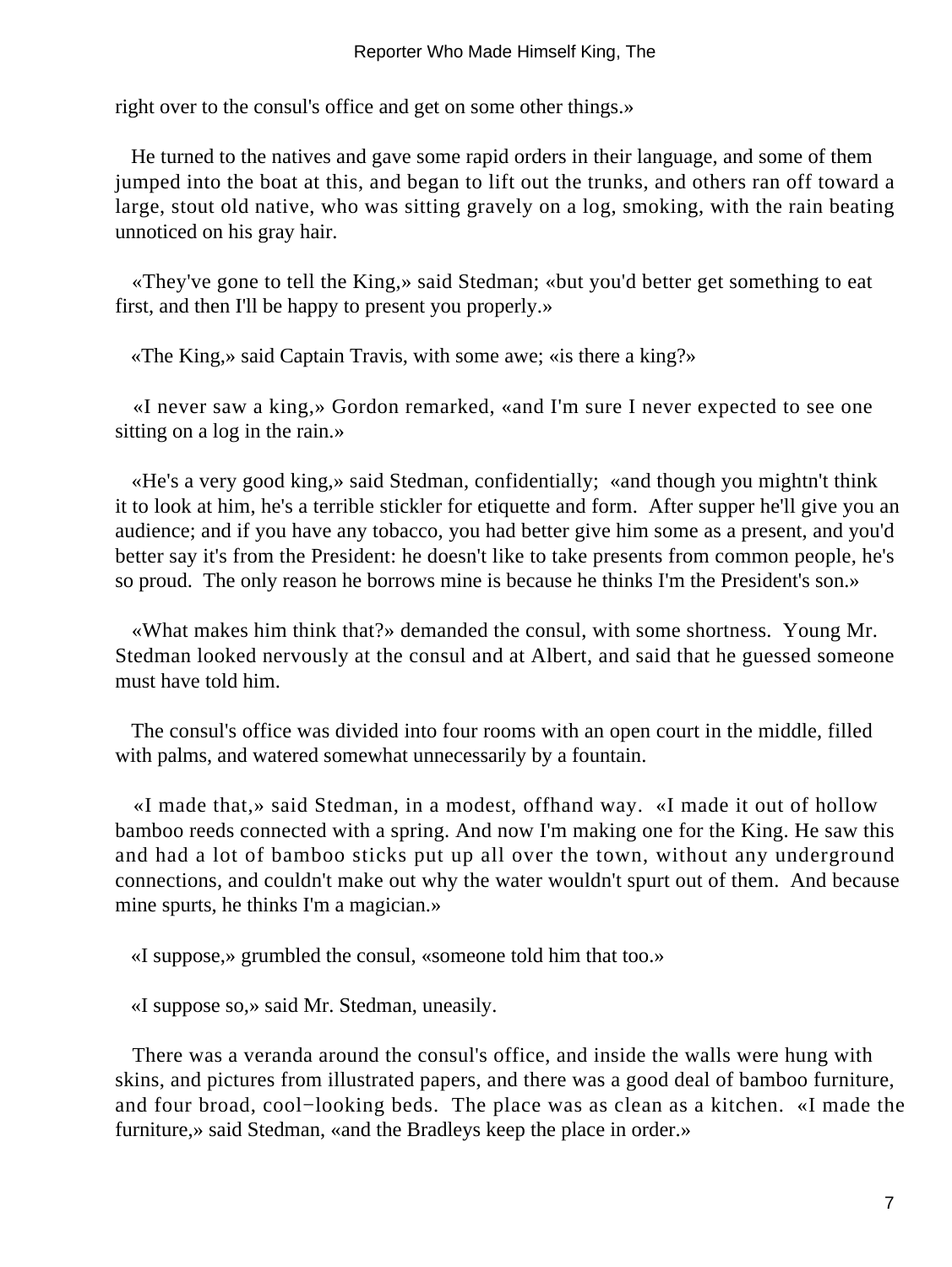right over to the consul's office and get on some other things.»

He turned to the natives and gave some rapid orders in their language, and some of them jumped into the boat at this, and began to lift out the trunks, and others ran off toward a large, stout old native, who was sitting gravely on a log, smoking, with the rain beating unnoticed on his gray hair.

«They've gone to tell the King,» said Stedman; «but you'd better get something to eat first, and then I'll be happy to present you properly.»

«The King,» said Captain Travis, with some awe; «is there a king?»

«I never saw a king,» Gordon remarked, «and I'm sure I never expected to see one sitting on a log in the rain.»

«He's a very good king,» said Stedman, confidentially; «and though you mightn't think it to look at him, he's a terrible stickler for etiquette and form. After supper he'll give you an audience; and if you have any tobacco, you had better give him some as a present, and you'd better say it's from the President: he doesn't like to take presents from common people, he's so proud. The only reason he borrows mine is because he thinks I'm the President's son.»

«What makes him think that?» demanded the consul, with some shortness. Young Mr. Stedman looked nervously at the consul and at Albert, and said that he guessed someone must have told him.

The consul's office was divided into four rooms with an open court in the middle, filled with palms, and watered somewhat unnecessarily by a fountain.

«I made that,» said Stedman, in a modest, offhand way. «I made it out of hollow bamboo reeds connected with a spring. And now I'm making one for the King. He saw this and had a lot of bamboo sticks put up all over the town, without any underground connections, and couldn't make out why the water wouldn't spurt out of them. And because mine spurts, he thinks I'm a magician.»

«I suppose,» grumbled the consul, «someone told him that too.»

«I suppose so,» said Mr. Stedman, uneasily.

There was a veranda around the consul's office, and inside the walls were hung with skins, and pictures from illustrated papers, and there was a good deal of bamboo furniture, and four broad, cool−looking beds. The place was as clean as a kitchen. «I made the furniture,» said Stedman, «and the Bradleys keep the place in order.»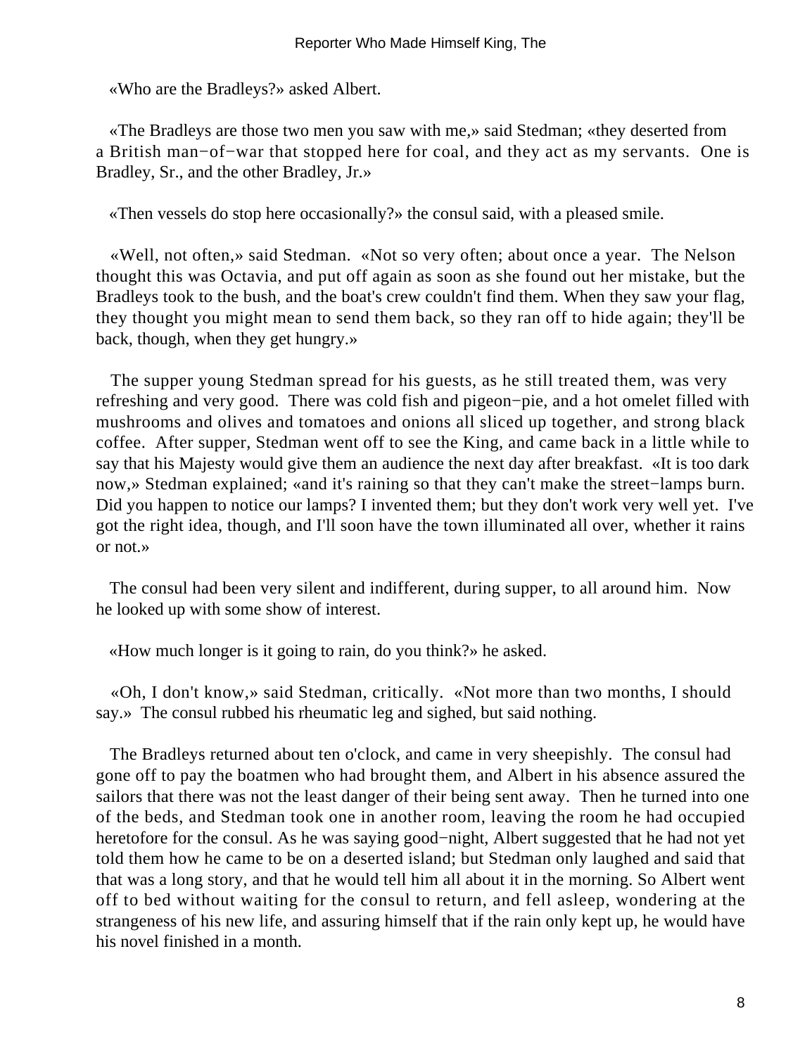«Who are the Bradleys?» asked Albert.

«The Bradleys are those two men you saw with me,» said Stedman; «they deserted from a British man−of−war that stopped here for coal, and they act as my servants. One is Bradley, Sr., and the other Bradley, Jr.»

«Then vessels do stop here occasionally?» the consul said, with a pleased smile.

«Well, not often,» said Stedman. «Not so very often; about once a year. The Nelson thought this was Octavia, and put off again as soon as she found out her mistake, but the Bradleys took to the bush, and the boat's crew couldn't find them. When they saw your flag, they thought you might mean to send them back, so they ran off to hide again; they'll be back, though, when they get hungry.»

The supper young Stedman spread for his guests, as he still treated them, was very refreshing and very good. There was cold fish and pigeon−pie, and a hot omelet filled with mushrooms and olives and tomatoes and onions all sliced up together, and strong black coffee. After supper, Stedman went off to see the King, and came back in a little while to say that his Majesty would give them an audience the next day after breakfast. «It is too dark now,» Stedman explained; «and it's raining so that they can't make the street−lamps burn. Did you happen to notice our lamps? I invented them; but they don't work very well yet. I've got the right idea, though, and I'll soon have the town illuminated all over, whether it rains or not.»

The consul had been very silent and indifferent, during supper, to all around him. Now he looked up with some show of interest.

«How much longer is it going to rain, do you think?» he asked.

«Oh, I don't know,» said Stedman, critically. «Not more than two months, I should say.» The consul rubbed his rheumatic leg and sighed, but said nothing.

The Bradleys returned about ten o'clock, and came in very sheepishly. The consul had gone off to pay the boatmen who had brought them, and Albert in his absence assured the sailors that there was not the least danger of their being sent away. Then he turned into one of the beds, and Stedman took one in another room, leaving the room he had occupied heretofore for the consul. As he was saying good−night, Albert suggested that he had not yet told them how he came to be on a deserted island; but Stedman only laughed and said that that was a long story, and that he would tell him all about it in the morning. So Albert went off to bed without waiting for the consul to return, and fell asleep, wondering at the strangeness of his new life, and assuring himself that if the rain only kept up, he would have his novel finished in a month.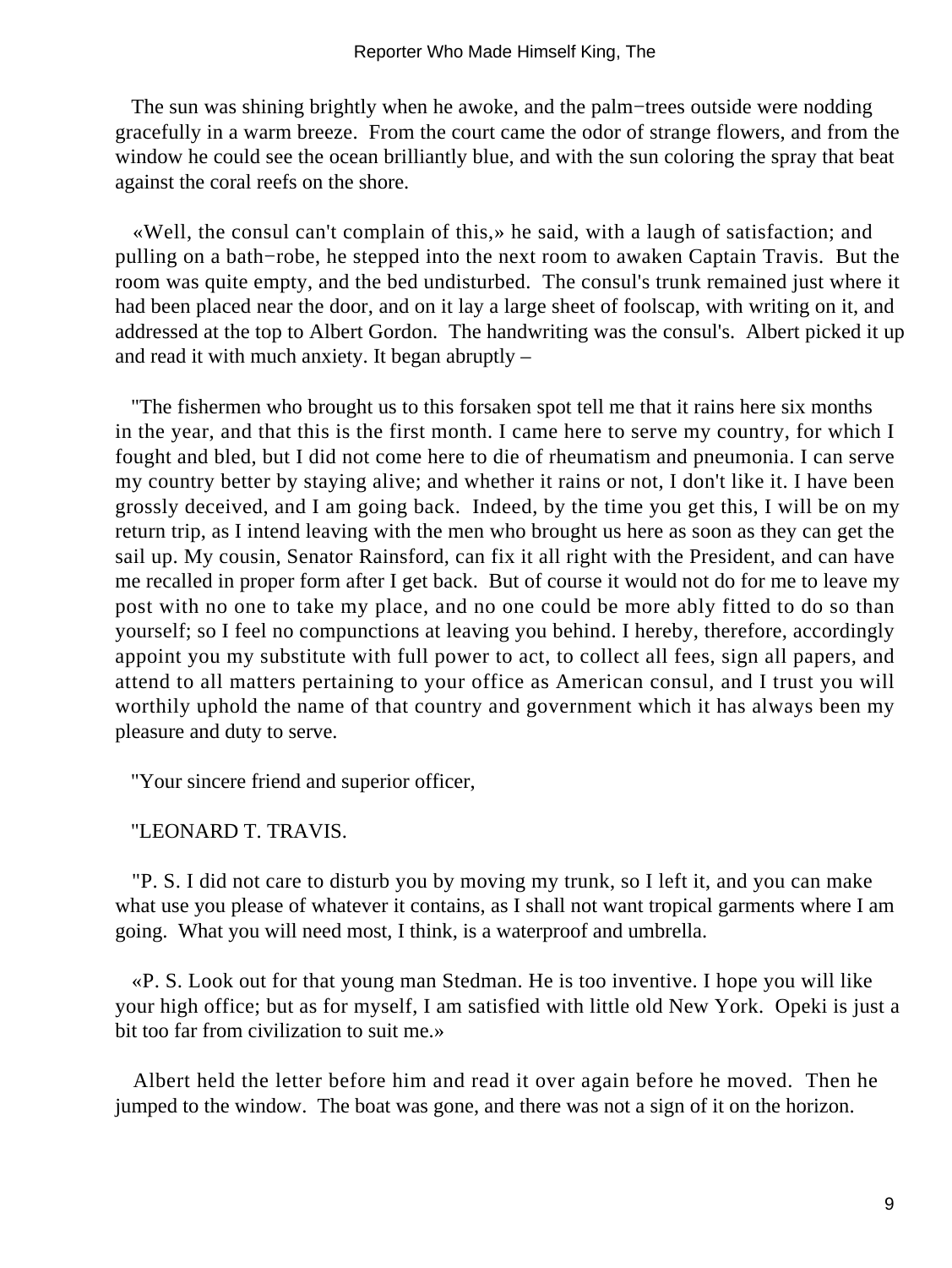The sun was shining brightly when he awoke, and the palm−trees outside were nodding gracefully in a warm breeze. From the court came the odor of strange flowers, and from the window he could see the ocean brilliantly blue, and with the sun coloring the spray that beat against the coral reefs on the shore.

«Well, the consul can't complain of this,» he said, with a laugh of satisfaction; and pulling on a bath−robe, he stepped into the next room to awaken Captain Travis. But the room was quite empty, and the bed undisturbed. The consul's trunk remained just where it had been placed near the door, and on it lay a large sheet of foolscap, with writing on it, and addressed at the top to Albert Gordon. The handwriting was the consul's. Albert picked it up and read it with much anxiety. It began abruptly –

"The fishermen who brought us to this forsaken spot tell me that it rains here six months in the year, and that this is the first month. I came here to serve my country, for which I fought and bled, but I did not come here to die of rheumatism and pneumonia. I can serve my country better by staying alive; and whether it rains or not, I don't like it. I have been grossly deceived, and I am going back. Indeed, by the time you get this, I will be on my return trip, as I intend leaving with the men who brought us here as soon as they can get the sail up. My cousin, Senator Rainsford, can fix it all right with the President, and can have me recalled in proper form after I get back. But of course it would not do for me to leave my post with no one to take my place, and no one could be more ably fitted to do so than yourself; so I feel no compunctions at leaving you behind. I hereby, therefore, accordingly appoint you my substitute with full power to act, to collect all fees, sign all papers, and attend to all matters pertaining to your office as American consul, and I trust you will worthily uphold the name of that country and government which it has always been my pleasure and duty to serve.

"Your sincere friend and superior officer,

"LEONARD T. TRAVIS.

"P. S. I did not care to disturb you by moving my trunk, so I left it, and you can make what use you please of whatever it contains, as I shall not want tropical garments where I am going. What you will need most, I think, is a waterproof and umbrella.

«P. S. Look out for that young man Stedman. He is too inventive. I hope you will like your high office; but as for myself, I am satisfied with little old New York. Opeki is just a bit too far from civilization to suit me.»

Albert held the letter before him and read it over again before he moved. Then he jumped to the window. The boat was gone, and there was not a sign of it on the horizon.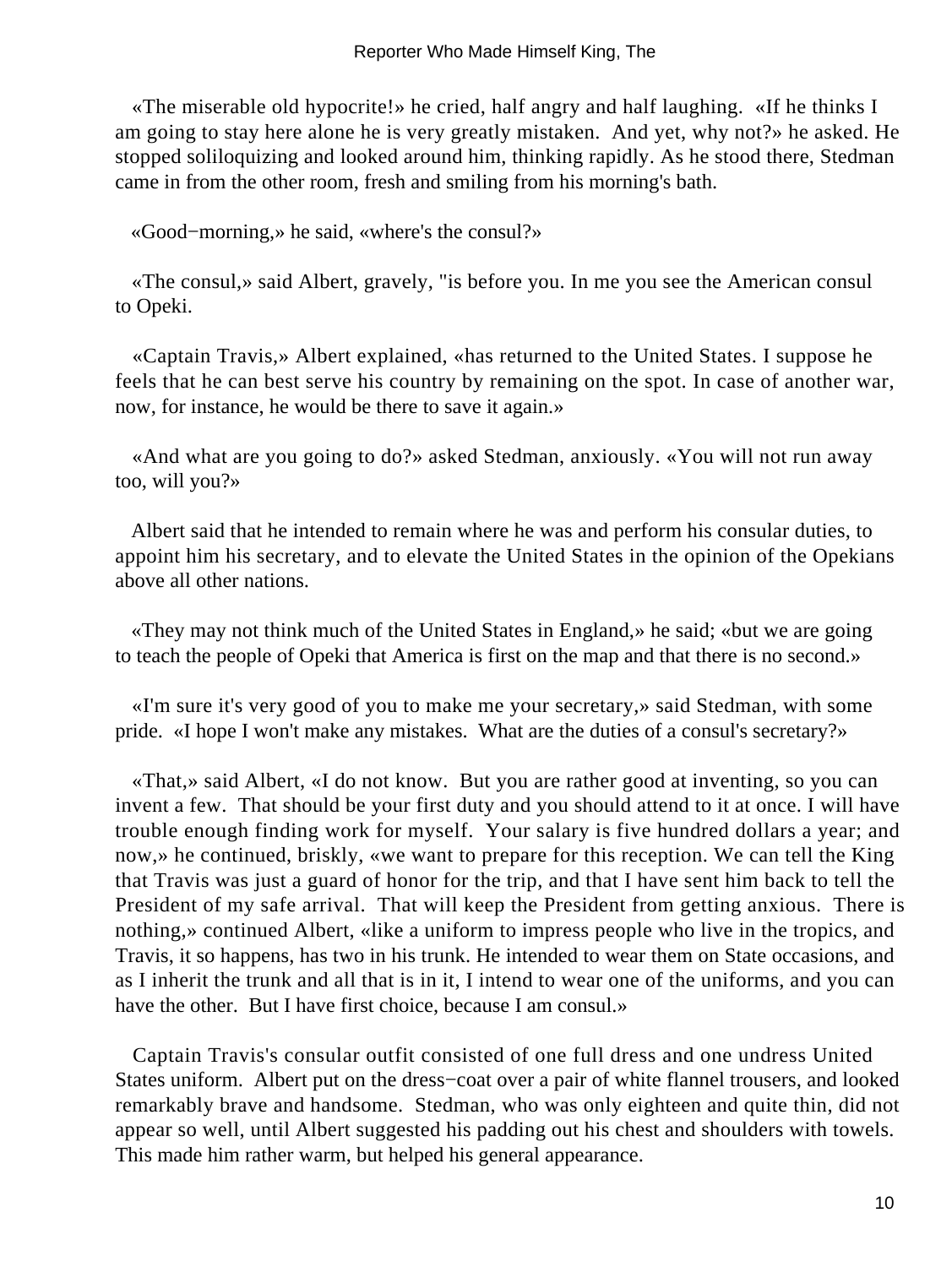«The miserable old hypocrite!» he cried, half angry and half laughing. «If he thinks I am going to stay here alone he is very greatly mistaken. And yet, why not?» he asked. He stopped soliloquizing and looked around him, thinking rapidly. As he stood there, Stedman came in from the other room, fresh and smiling from his morning's bath.

«Good−morning,» he said, «where's the consul?»

«The consul,» said Albert, gravely, "is before you. In me you see the American consul to Opeki.

«Captain Travis,» Albert explained, «has returned to the United States. I suppose he feels that he can best serve his country by remaining on the spot. In case of another war, now, for instance, he would be there to save it again.»

«And what are you going to do?» asked Stedman, anxiously. «You will not run away too, will you?»

Albert said that he intended to remain where he was and perform his consular duties, to appoint him his secretary, and to elevate the United States in the opinion of the Opekians above all other nations.

«They may not think much of the United States in England,» he said; «but we are going to teach the people of Opeki that America is first on the map and that there is no second.»

«I'm sure it's very good of you to make me your secretary,» said Stedman, with some pride. «I hope I won't make any mistakes. What are the duties of a consul's secretary?»

«That,» said Albert, «I do not know. But you are rather good at inventing, so you can invent a few. That should be your first duty and you should attend to it at once. I will have trouble enough finding work for myself. Your salary is five hundred dollars a year; and now,» he continued, briskly, «we want to prepare for this reception. We can tell the King that Travis was just a guard of honor for the trip, and that I have sent him back to tell the President of my safe arrival. That will keep the President from getting anxious. There is nothing,» continued Albert, «like a uniform to impress people who live in the tropics, and Travis, it so happens, has two in his trunk. He intended to wear them on State occasions, and as I inherit the trunk and all that is in it, I intend to wear one of the uniforms, and you can have the other. But I have first choice, because I am consul.»

Captain Travis's consular outfit consisted of one full dress and one undress United States uniform. Albert put on the dress−coat over a pair of white flannel trousers, and looked remarkably brave and handsome. Stedman, who was only eighteen and quite thin, did not appear so well, until Albert suggested his padding out his chest and shoulders with towels. This made him rather warm, but helped his general appearance.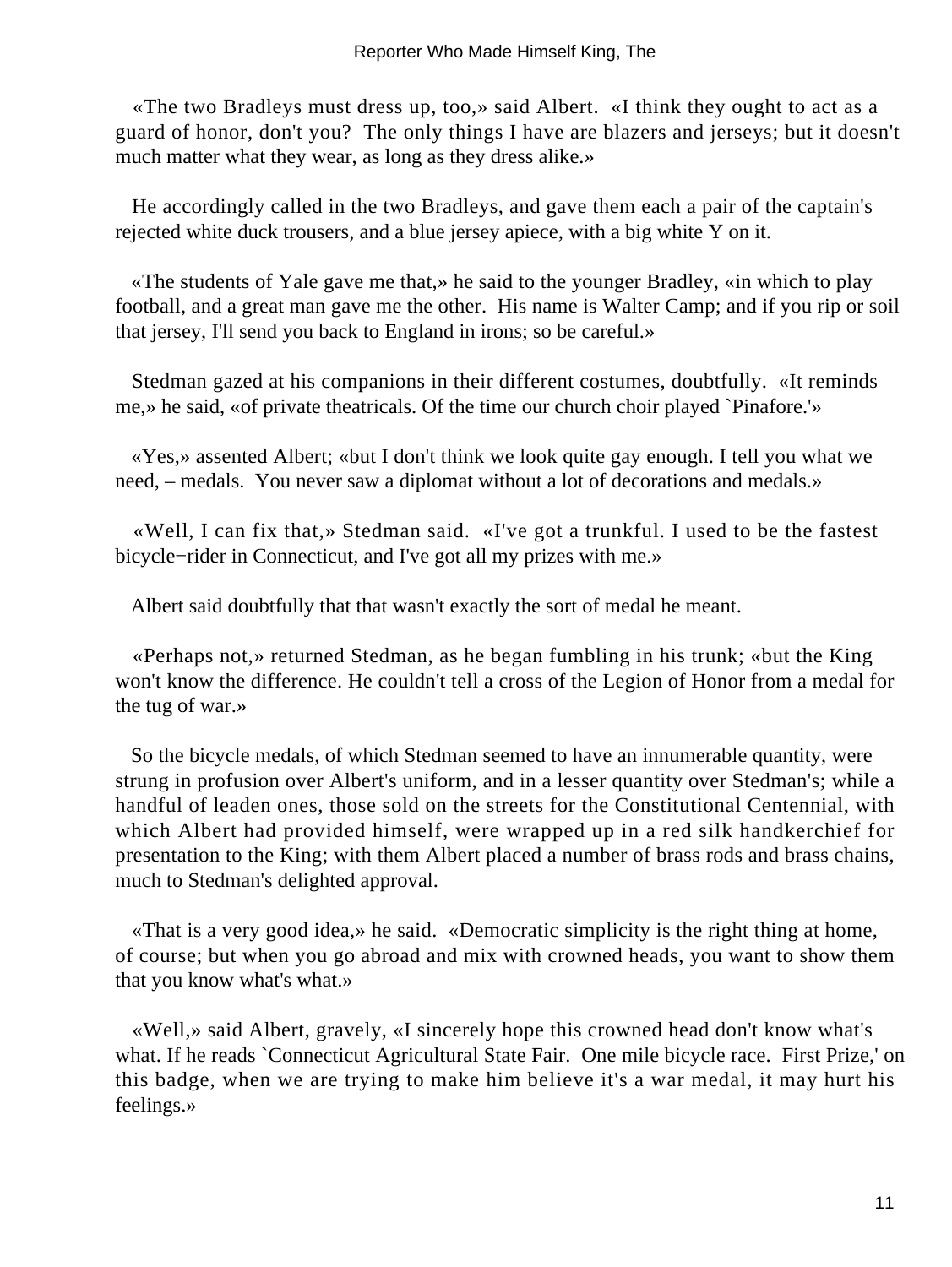«The two Bradleys must dress up, too,» said Albert. «I think they ought to act as a guard of honor, don't you? The only things I have are blazers and jerseys; but it doesn't much matter what they wear, as long as they dress alike.»

He accordingly called in the two Bradleys, and gave them each a pair of the captain's rejected white duck trousers, and a blue jersey apiece, with a big white Y on it.

«The students of Yale gave me that,» he said to the younger Bradley, «in which to play football, and a great man gave me the other. His name is Walter Camp; and if you rip or soil that jersey, I'll send you back to England in irons; so be careful.»

Stedman gazed at his companions in their different costumes, doubtfully. «It reminds me,» he said, «of private theatricals. Of the time our church choir played `Pinafore.'»

«Yes,» assented Albert; «but I don't think we look quite gay enough. I tell you what we need, – medals. You never saw a diplomat without a lot of decorations and medals.»

«Well, I can fix that,» Stedman said. «I've got a trunkful. I used to be the fastest bicycle−rider in Connecticut, and I've got all my prizes with me.»

Albert said doubtfully that that wasn't exactly the sort of medal he meant.

«Perhaps not,» returned Stedman, as he began fumbling in his trunk; «but the King won't know the difference. He couldn't tell a cross of the Legion of Honor from a medal for the tug of war.»

So the bicycle medals, of which Stedman seemed to have an innumerable quantity, were strung in profusion over Albert's uniform, and in a lesser quantity over Stedman's; while a handful of leaden ones, those sold on the streets for the Constitutional Centennial, with which Albert had provided himself, were wrapped up in a red silk handkerchief for presentation to the King; with them Albert placed a number of brass rods and brass chains, much to Stedman's delighted approval.

«That is a very good idea,» he said. «Democratic simplicity is the right thing at home, of course; but when you go abroad and mix with crowned heads, you want to show them that you know what's what.»

«Well,» said Albert, gravely, «I sincerely hope this crowned head don't know what's what. If he reads `Connecticut Agricultural State Fair. One mile bicycle race. First Prize,' on this badge, when we are trying to make him believe it's a war medal, it may hurt his feelings.»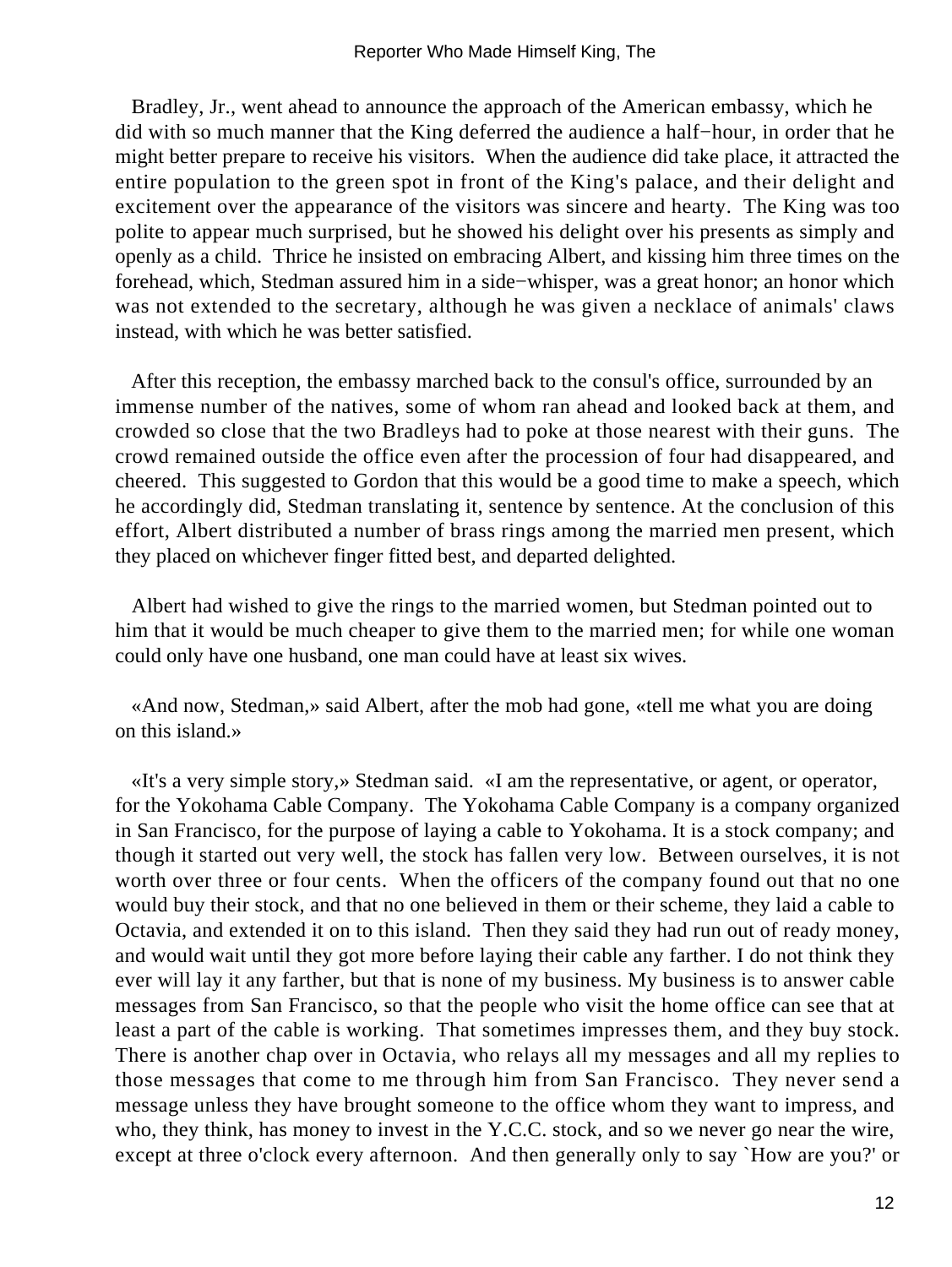Bradley, Jr., went ahead to announce the approach of the American embassy, which he did with so much manner that the King deferred the audience a half−hour, in order that he might better prepare to receive his visitors. When the audience did take place, it attracted the entire population to the green spot in front of the King's palace, and their delight and excitement over the appearance of the visitors was sincere and hearty. The King was too polite to appear much surprised, but he showed his delight over his presents as simply and openly as a child. Thrice he insisted on embracing Albert, and kissing him three times on the forehead, which, Stedman assured him in a side−whisper, was a great honor; an honor which was not extended to the secretary, although he was given a necklace of animals' claws instead, with which he was better satisfied.

After this reception, the embassy marched back to the consul's office, surrounded by an immense number of the natives, some of whom ran ahead and looked back at them, and crowded so close that the two Bradleys had to poke at those nearest with their guns. The crowd remained outside the office even after the procession of four had disappeared, and cheered. This suggested to Gordon that this would be a good time to make a speech, which he accordingly did, Stedman translating it, sentence by sentence. At the conclusion of this effort, Albert distributed a number of brass rings among the married men present, which they placed on whichever finger fitted best, and departed delighted.

Albert had wished to give the rings to the married women, but Stedman pointed out to him that it would be much cheaper to give them to the married men; for while one woman could only have one husband, one man could have at least six wives.

«And now, Stedman,» said Albert, after the mob had gone, «tell me what you are doing on this island.»

«It's a very simple story,» Stedman said. «I am the representative, or agent, or operator, for the Yokohama Cable Company. The Yokohama Cable Company is a company organized in San Francisco, for the purpose of laying a cable to Yokohama. It is a stock company; and though it started out very well, the stock has fallen very low. Between ourselves, it is not worth over three or four cents. When the officers of the company found out that no one would buy their stock, and that no one believed in them or their scheme, they laid a cable to Octavia, and extended it on to this island. Then they said they had run out of ready money, and would wait until they got more before laying their cable any farther. I do not think they ever will lay it any farther, but that is none of my business. My business is to answer cable messages from San Francisco, so that the people who visit the home office can see that at least a part of the cable is working. That sometimes impresses them, and they buy stock. There is another chap over in Octavia, who relays all my messages and all my replies to those messages that come to me through him from San Francisco. They never send a message unless they have brought someone to the office whom they want to impress, and who, they think, has money to invest in the Y.C.C. stock, and so we never go near the wire, except at three o'clock every afternoon. And then generally only to say `How are you?' or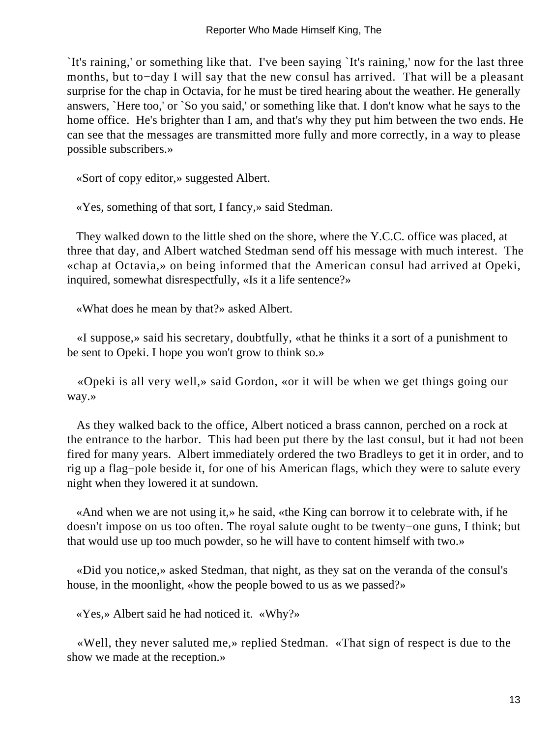`It's raining,' or something like that. I've been saying `It's raining,' now for the last three months, but to−day I will say that the new consul has arrived. That will be a pleasant surprise for the chap in Octavia, for he must be tired hearing about the weather. He generally answers, `Here too,' or `So you said,' or something like that. I don't know what he says to the home office. He's brighter than I am, and that's why they put him between the two ends. He can see that the messages are transmitted more fully and more correctly, in a way to please possible subscribers.»

«Sort of copy editor,» suggested Albert.

«Yes, something of that sort, I fancy,» said Stedman.

They walked down to the little shed on the shore, where the Y.C.C. office was placed, at three that day, and Albert watched Stedman send off his message with much interest. The «chap at Octavia,» on being informed that the American consul had arrived at Opeki, inquired, somewhat disrespectfully, «Is it a life sentence?»

«What does he mean by that?» asked Albert.

«I suppose,» said his secretary, doubtfully, «that he thinks it a sort of a punishment to be sent to Opeki. I hope you won't grow to think so.»

«Opeki is all very well,» said Gordon, «or it will be when we get things going our way.»

As they walked back to the office, Albert noticed a brass cannon, perched on a rock at the entrance to the harbor. This had been put there by the last consul, but it had not been fired for many years. Albert immediately ordered the two Bradleys to get it in order, and to rig up a flag−pole beside it, for one of his American flags, which they were to salute every night when they lowered it at sundown.

«And when we are not using it,» he said, «the King can borrow it to celebrate with, if he doesn't impose on us too often. The royal salute ought to be twenty−one guns, I think; but that would use up too much powder, so he will have to content himself with two.»

«Did you notice,» asked Stedman, that night, as they sat on the veranda of the consul's house, in the moonlight, «how the people bowed to us as we passed?»

«Yes,» Albert said he had noticed it. «Why?»

«Well, they never saluted me,» replied Stedman. «That sign of respect is due to the show we made at the reception.»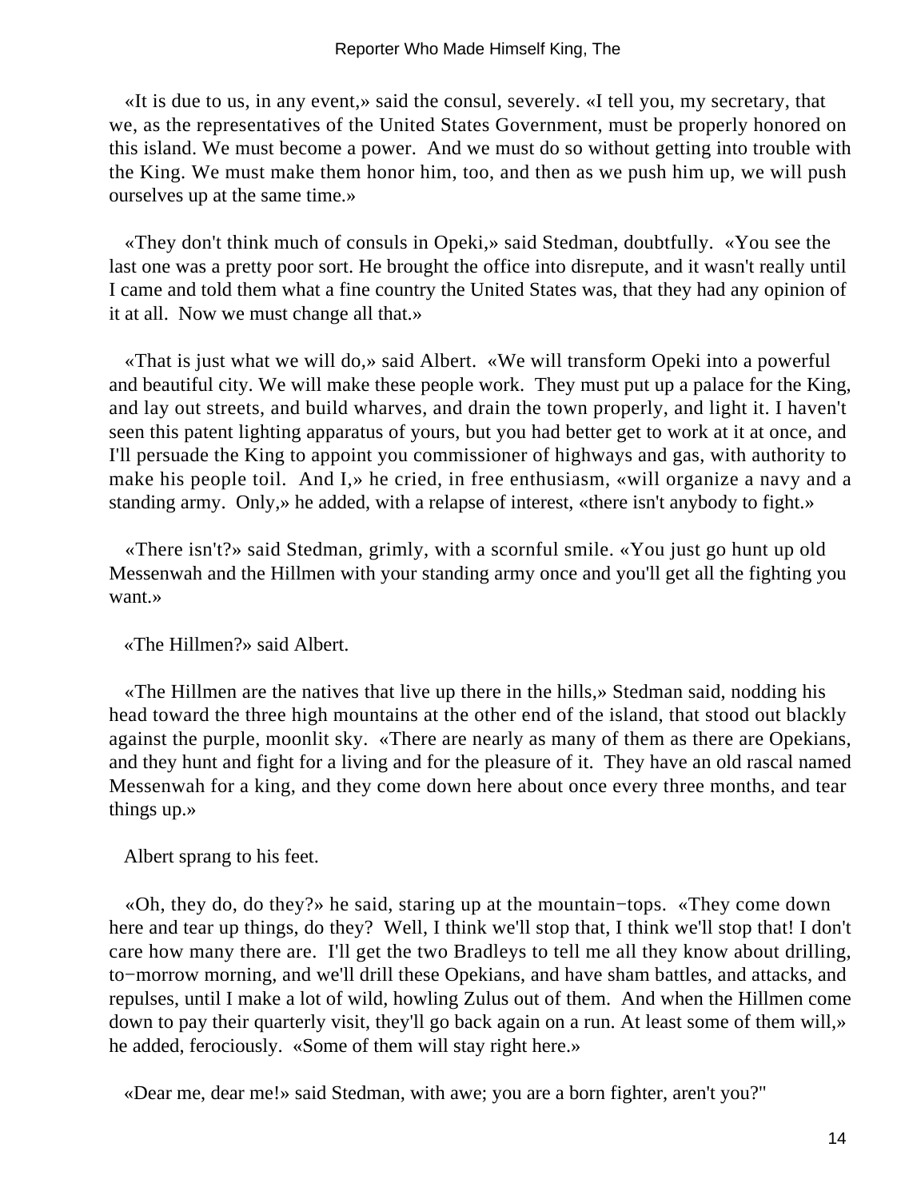«It is due to us, in any event,» said the consul, severely. «I tell you, my secretary, that we, as the representatives of the United States Government, must be properly honored on this island. We must become a power. And we must do so without getting into trouble with the King. We must make them honor him, too, and then as we push him up, we will push ourselves up at the same time.»

«They don't think much of consuls in Opeki,» said Stedman, doubtfully. «You see the last one was a pretty poor sort. He brought the office into disrepute, and it wasn't really until I came and told them what a fine country the United States was, that they had any opinion of it at all. Now we must change all that.»

«That is just what we will do,» said Albert. «We will transform Opeki into a powerful and beautiful city. We will make these people work. They must put up a palace for the King, and lay out streets, and build wharves, and drain the town properly, and light it. I haven't seen this patent lighting apparatus of yours, but you had better get to work at it at once, and I'll persuade the King to appoint you commissioner of highways and gas, with authority to make his people toil. And I,» he cried, in free enthusiasm, «will organize a navy and a standing army. Only,» he added, with a relapse of interest, «there isn't anybody to fight.»

«There isn't?» said Stedman, grimly, with a scornful smile. «You just go hunt up old Messenwah and the Hillmen with your standing army once and you'll get all the fighting you want.»

«The Hillmen?» said Albert.

«The Hillmen are the natives that live up there in the hills,» Stedman said, nodding his head toward the three high mountains at the other end of the island, that stood out blackly against the purple, moonlit sky. «There are nearly as many of them as there are Opekians, and they hunt and fight for a living and for the pleasure of it. They have an old rascal named Messenwah for a king, and they come down here about once every three months, and tear things up.»

Albert sprang to his feet.

«Oh, they do, do they?» he said, staring up at the mountain−tops. «They come down here and tear up things, do they? Well, I think we'll stop that, I think we'll stop that! I don't care how many there are. I'll get the two Bradleys to tell me all they know about drilling, to−morrow morning, and we'll drill these Opekians, and have sham battles, and attacks, and repulses, until I make a lot of wild, howling Zulus out of them. And when the Hillmen come down to pay their quarterly visit, they'll go back again on a run. At least some of them will,» he added, ferociously. «Some of them will stay right here.»

«Dear me, dear me!» said Stedman, with awe; you are a born fighter, aren't you?"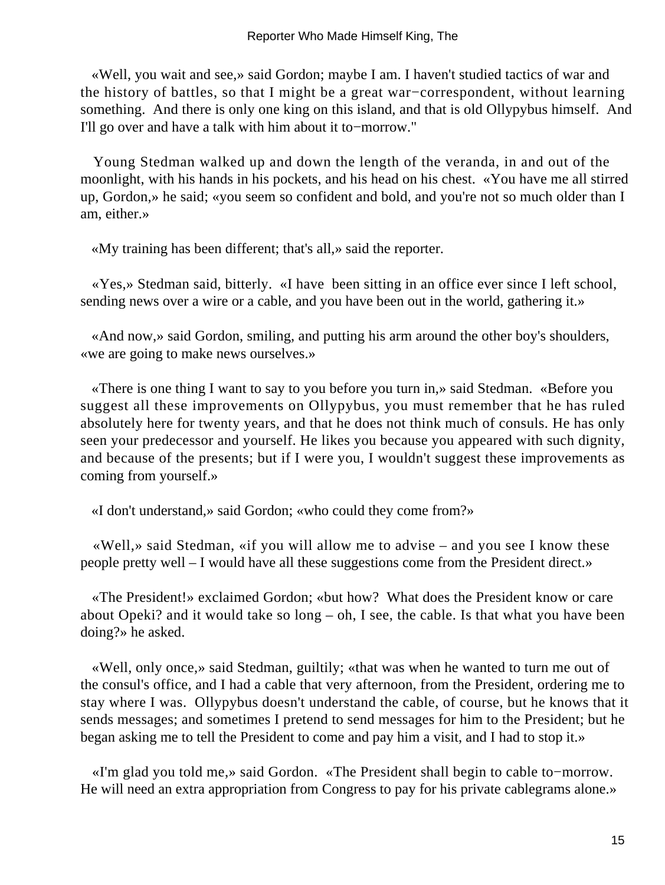«Well, you wait and see,» said Gordon; maybe I am. I haven't studied tactics of war and the history of battles, so that I might be a great war−correspondent, without learning something. And there is only one king on this island, and that is old Ollypybus himself. And I'll go over and have a talk with him about it to−morrow."

Young Stedman walked up and down the length of the veranda, in and out of the moonlight, with his hands in his pockets, and his head on his chest. «You have me all stirred up, Gordon,» he said; «you seem so confident and bold, and you're not so much older than I am, either.»

«My training has been different; that's all,» said the reporter.

«Yes,» Stedman said, bitterly. «I have been sitting in an office ever since I left school, sending news over a wire or a cable, and you have been out in the world, gathering it.»

«And now,» said Gordon, smiling, and putting his arm around the other boy's shoulders, «we are going to make news ourselves.»

«There is one thing I want to say to you before you turn in,» said Stedman. «Before you suggest all these improvements on Ollypybus, you must remember that he has ruled absolutely here for twenty years, and that he does not think much of consuls. He has only seen your predecessor and yourself. He likes you because you appeared with such dignity, and because of the presents; but if I were you, I wouldn't suggest these improvements as coming from yourself.»

«I don't understand,» said Gordon; «who could they come from?»

«Well,» said Stedman, «if you will allow me to advise – and you see I know these people pretty well – I would have all these suggestions come from the President direct.»

«The President!» exclaimed Gordon; «but how? What does the President know or care about Opeki? and it would take so long – oh, I see, the cable. Is that what you have been doing?» he asked.

«Well, only once,» said Stedman, guiltily; «that was when he wanted to turn me out of the consul's office, and I had a cable that very afternoon, from the President, ordering me to stay where I was. Ollypybus doesn't understand the cable, of course, but he knows that it sends messages; and sometimes I pretend to send messages for him to the President; but he began asking me to tell the President to come and pay him a visit, and I had to stop it.»

«I'm glad you told me,» said Gordon. «The President shall begin to cable to−morrow. He will need an extra appropriation from Congress to pay for his private cablegrams alone.»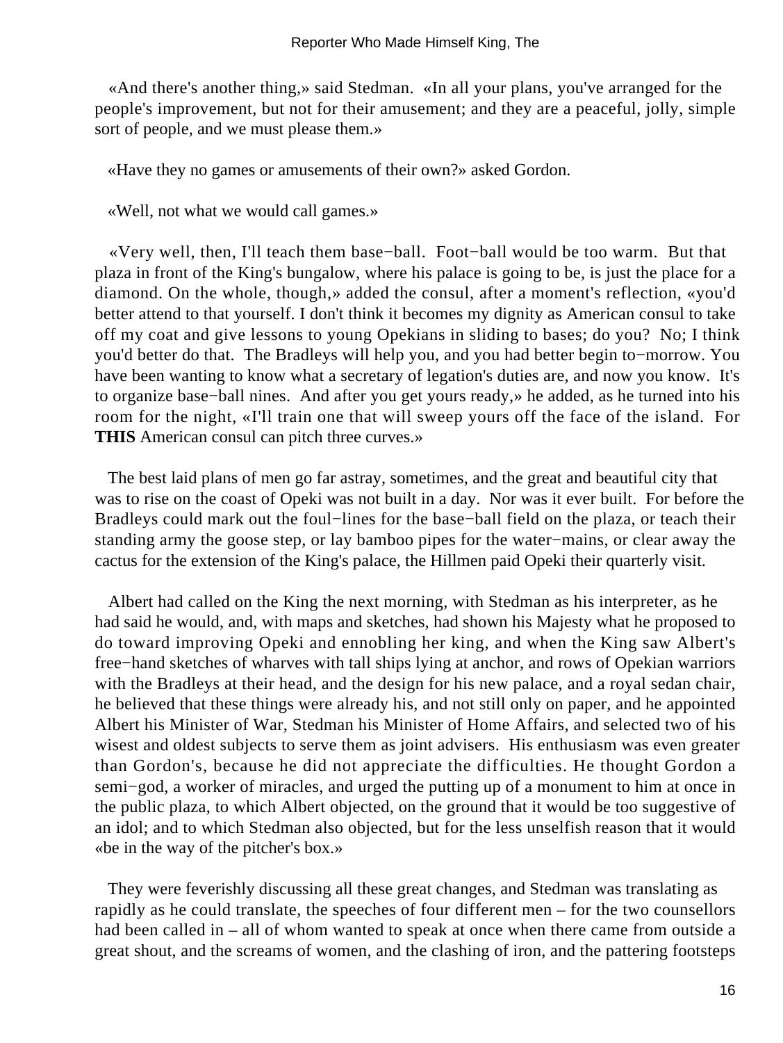«And there's another thing,» said Stedman. «In all your plans, you've arranged for the people's improvement, but not for their amusement; and they are a peaceful, jolly, simple sort of people, and we must please them.»

«Have they no games or amusements of their own?» asked Gordon.

«Well, not what we would call games.»

«Very well, then, I'll teach them base−ball. Foot−ball would be too warm. But that plaza in front of the King's bungalow, where his palace is going to be, is just the place for a diamond. On the whole, though,» added the consul, after a moment's reflection, «you'd better attend to that yourself. I don't think it becomes my dignity as American consul to take off my coat and give lessons to young Opekians in sliding to bases; do you? No; I think you'd better do that. The Bradleys will help you, and you had better begin to−morrow. You have been wanting to know what a secretary of legation's duties are, and now you know. It's to organize base−ball nines. And after you get yours ready,» he added, as he turned into his room for the night, «I'll train one that will sweep yours off the face of the island. For **THIS** American consul can pitch three curves.»

The best laid plans of men go far astray, sometimes, and the great and beautiful city that was to rise on the coast of Opeki was not built in a day. Nor was it ever built. For before the Bradleys could mark out the foul−lines for the base−ball field on the plaza, or teach their standing army the goose step, or lay bamboo pipes for the water−mains, or clear away the cactus for the extension of the King's palace, the Hillmen paid Opeki their quarterly visit.

Albert had called on the King the next morning, with Stedman as his interpreter, as he had said he would, and, with maps and sketches, had shown his Majesty what he proposed to do toward improving Opeki and ennobling her king, and when the King saw Albert's free−hand sketches of wharves with tall ships lying at anchor, and rows of Opekian warriors with the Bradleys at their head, and the design for his new palace, and a royal sedan chair, he believed that these things were already his, and not still only on paper, and he appointed Albert his Minister of War, Stedman his Minister of Home Affairs, and selected two of his wisest and oldest subjects to serve them as joint advisers. His enthusiasm was even greater than Gordon's, because he did not appreciate the difficulties. He thought Gordon a semi−god, a worker of miracles, and urged the putting up of a monument to him at once in the public plaza, to which Albert objected, on the ground that it would be too suggestive of an idol; and to which Stedman also objected, but for the less unselfish reason that it would «be in the way of the pitcher's box.»

They were feverishly discussing all these great changes, and Stedman was translating as rapidly as he could translate, the speeches of four different men – for the two counsellors had been called in – all of whom wanted to speak at once when there came from outside a great shout, and the screams of women, and the clashing of iron, and the pattering footsteps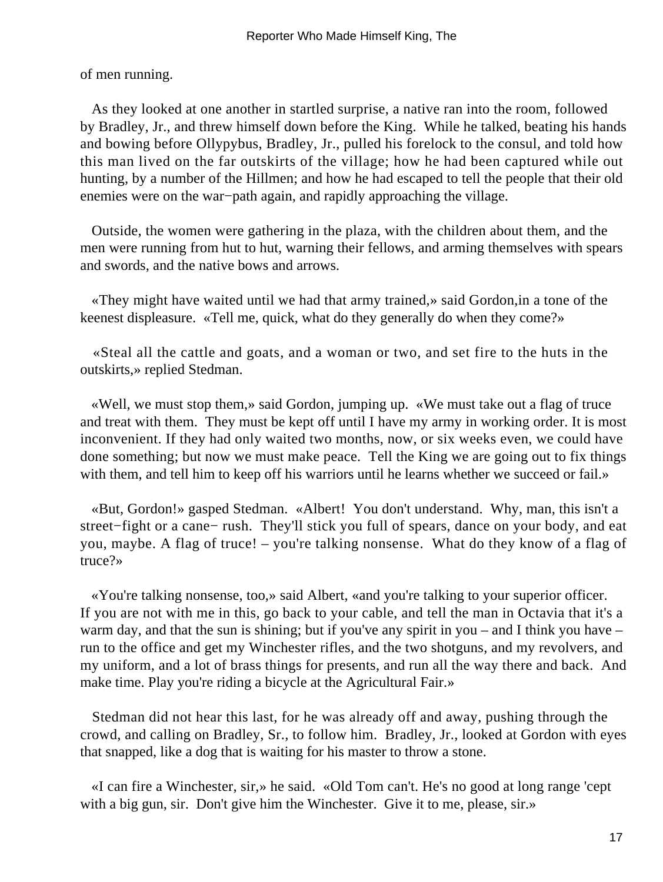of men running.

As they looked at one another in startled surprise, a native ran into the room, followed by Bradley, Jr., and threw himself down before the King. While he talked, beating his hands and bowing before Ollypybus, Bradley, Jr., pulled his forelock to the consul, and told how this man lived on the far outskirts of the village; how he had been captured while out hunting, by a number of the Hillmen; and how he had escaped to tell the people that their old enemies were on the war−path again, and rapidly approaching the village.

Outside, the women were gathering in the plaza, with the children about them, and the men were running from hut to hut, warning their fellows, and arming themselves with spears and swords, and the native bows and arrows.

«They might have waited until we had that army trained,» said Gordon,in a tone of the keenest displeasure. «Tell me, quick, what do they generally do when they come?»

«Steal all the cattle and goats, and a woman or two, and set fire to the huts in the outskirts,» replied Stedman.

«Well, we must stop them,» said Gordon, jumping up. «We must take out a flag of truce and treat with them. They must be kept off until I have my army in working order. It is most inconvenient. If they had only waited two months, now, or six weeks even, we could have done something; but now we must make peace. Tell the King we are going out to fix things with them, and tell him to keep off his warriors until he learns whether we succeed or fail.»

«But, Gordon!» gasped Stedman. «Albert! You don't understand. Why, man, this isn't a street−fight or a cane− rush. They'll stick you full of spears, dance on your body, and eat you, maybe. A flag of truce! – you're talking nonsense. What do they know of a flag of truce?»

«You're talking nonsense, too,» said Albert, «and you're talking to your superior officer. If you are not with me in this, go back to your cable, and tell the man in Octavia that it's a warm day, and that the sun is shining; but if you've any spirit in you – and I think you have – run to the office and get my Winchester rifles, and the two shotguns, and my revolvers, and my uniform, and a lot of brass things for presents, and run all the way there and back. And make time. Play you're riding a bicycle at the Agricultural Fair.»

Stedman did not hear this last, for he was already off and away, pushing through the crowd, and calling on Bradley, Sr., to follow him. Bradley, Jr., looked at Gordon with eyes that snapped, like a dog that is waiting for his master to throw a stone.

«I can fire a Winchester, sir,» he said. «Old Tom can't. He's no good at long range 'cept with a big gun, sir. Don't give him the Winchester. Give it to me, please, sir.»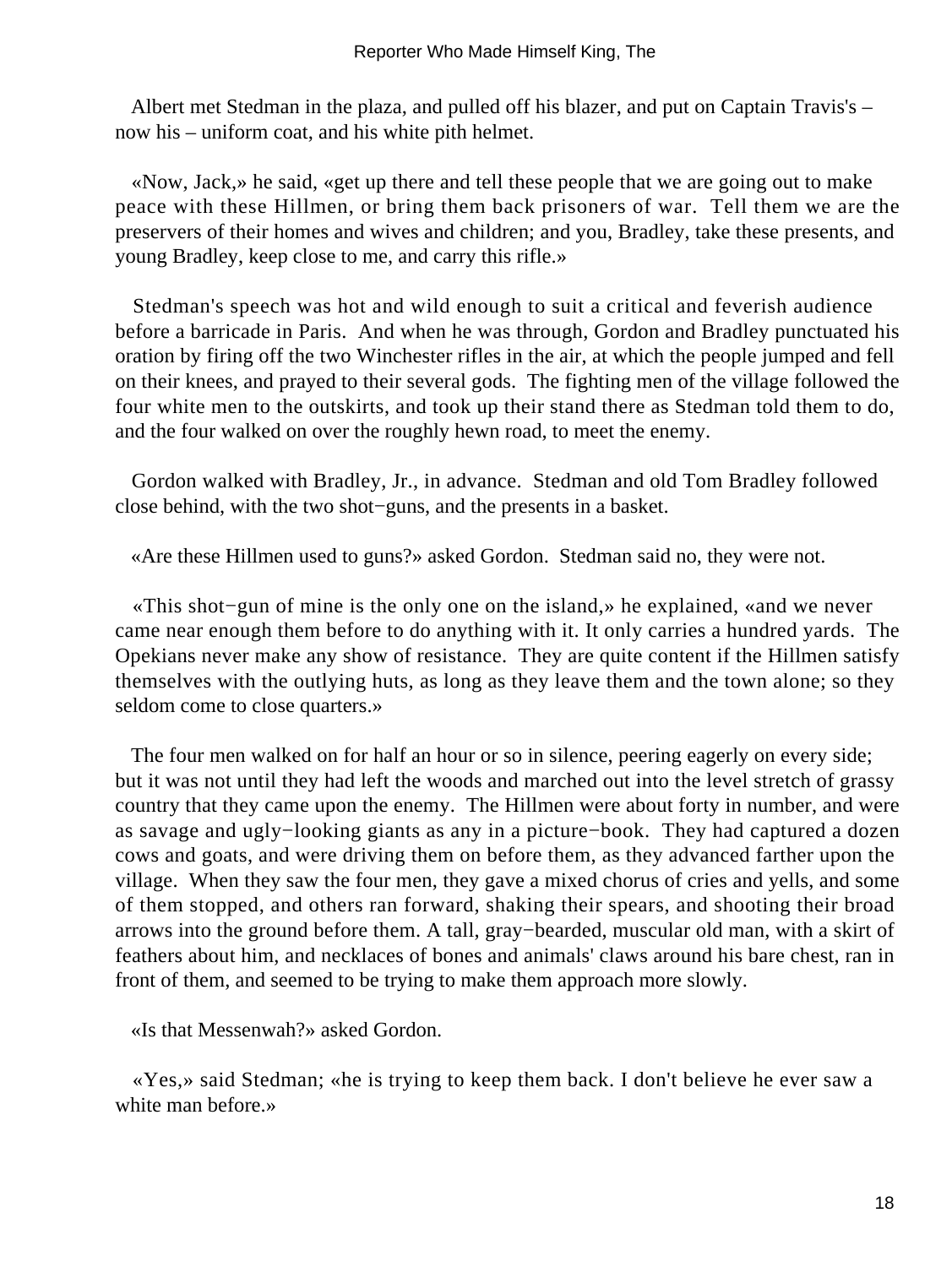Albert met Stedman in the plaza, and pulled off his blazer, and put on Captain Travis's – now his – uniform coat, and his white pith helmet.

«Now, Jack,» he said, «get up there and tell these people that we are going out to make peace with these Hillmen, or bring them back prisoners of war. Tell them we are the preservers of their homes and wives and children; and you, Bradley, take these presents, and young Bradley, keep close to me, and carry this rifle.»

Stedman's speech was hot and wild enough to suit a critical and feverish audience before a barricade in Paris. And when he was through, Gordon and Bradley punctuated his oration by firing off the two Winchester rifles in the air, at which the people jumped and fell on their knees, and prayed to their several gods. The fighting men of the village followed the four white men to the outskirts, and took up their stand there as Stedman told them to do, and the four walked on over the roughly hewn road, to meet the enemy.

Gordon walked with Bradley, Jr., in advance. Stedman and old Tom Bradley followed close behind, with the two shot−guns, and the presents in a basket.

«Are these Hillmen used to guns?» asked Gordon. Stedman said no, they were not.

«This shot−gun of mine is the only one on the island,» he explained, «and we never came near enough them before to do anything with it. It only carries a hundred yards. The Opekians never make any show of resistance. They are quite content if the Hillmen satisfy themselves with the outlying huts, as long as they leave them and the town alone; so they seldom come to close quarters.»

The four men walked on for half an hour or so in silence, peering eagerly on every side; but it was not until they had left the woods and marched out into the level stretch of grassy country that they came upon the enemy. The Hillmen were about forty in number, and were as savage and ugly−looking giants as any in a picture−book. They had captured a dozen cows and goats, and were driving them on before them, as they advanced farther upon the village. When they saw the four men, they gave a mixed chorus of cries and yells, and some of them stopped, and others ran forward, shaking their spears, and shooting their broad arrows into the ground before them. A tall, gray−bearded, muscular old man, with a skirt of feathers about him, and necklaces of bones and animals' claws around his bare chest, ran in front of them, and seemed to be trying to make them approach more slowly.

«Is that Messenwah?» asked Gordon.

«Yes,» said Stedman; «he is trying to keep them back. I don't believe he ever saw a white man before.»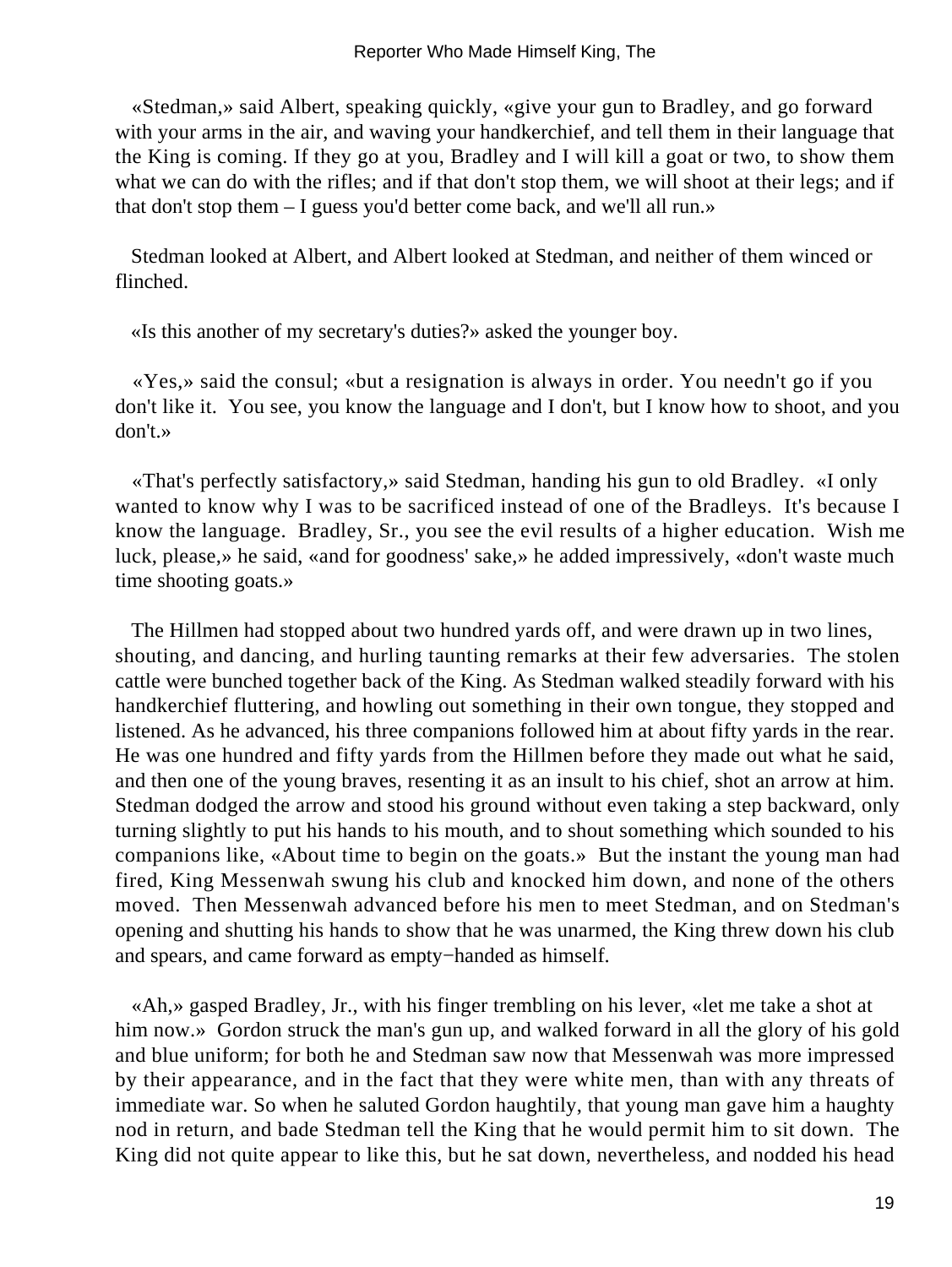«Stedman,» said Albert, speaking quickly, «give your gun to Bradley, and go forward with your arms in the air, and waving your handkerchief, and tell them in their language that the King is coming. If they go at you, Bradley and I will kill a goat or two, to show them what we can do with the rifles; and if that don't stop them, we will shoot at their legs; and if that don't stop them – I guess you'd better come back, and we'll all run.»

Stedman looked at Albert, and Albert looked at Stedman, and neither of them winced or flinched.

«Is this another of my secretary's duties?» asked the younger boy.

«Yes,» said the consul; «but a resignation is always in order. You needn't go if you don't like it. You see, you know the language and I don't, but I know how to shoot, and you don't.»

«That's perfectly satisfactory,» said Stedman, handing his gun to old Bradley. «I only wanted to know why I was to be sacrificed instead of one of the Bradleys. It's because I know the language. Bradley, Sr., you see the evil results of a higher education. Wish me luck, please,» he said, «and for goodness' sake,» he added impressively, «don't waste much time shooting goats.»

The Hillmen had stopped about two hundred yards off, and were drawn up in two lines, shouting, and dancing, and hurling taunting remarks at their few adversaries. The stolen cattle were bunched together back of the King. As Stedman walked steadily forward with his handkerchief fluttering, and howling out something in their own tongue, they stopped and listened. As he advanced, his three companions followed him at about fifty yards in the rear. He was one hundred and fifty yards from the Hillmen before they made out what he said, and then one of the young braves, resenting it as an insult to his chief, shot an arrow at him. Stedman dodged the arrow and stood his ground without even taking a step backward, only turning slightly to put his hands to his mouth, and to shout something which sounded to his companions like, «About time to begin on the goats.» But the instant the young man had fired, King Messenwah swung his club and knocked him down, and none of the others moved. Then Messenwah advanced before his men to meet Stedman, and on Stedman's opening and shutting his hands to show that he was unarmed, the King threw down his club and spears, and came forward as empty−handed as himself.

«Ah,» gasped Bradley, Jr., with his finger trembling on his lever, «let me take a shot at him now.» Gordon struck the man's gun up, and walked forward in all the glory of his gold and blue uniform; for both he and Stedman saw now that Messenwah was more impressed by their appearance, and in the fact that they were white men, than with any threats of immediate war. So when he saluted Gordon haughtily, that young man gave him a haughty nod in return, and bade Stedman tell the King that he would permit him to sit down. The King did not quite appear to like this, but he sat down, nevertheless, and nodded his head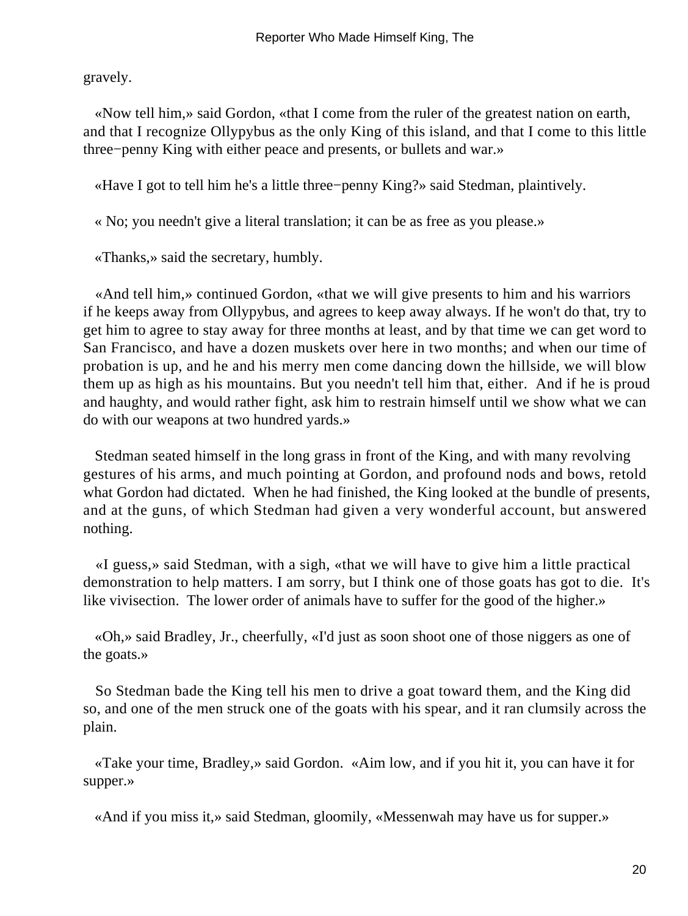gravely.

«Now tell him,» said Gordon, «that I come from the ruler of the greatest nation on earth, and that I recognize Ollypybus as the only King of this island, and that I come to this little three−penny King with either peace and presents, or bullets and war.»

«Have I got to tell him he's a little three−penny King?» said Stedman, plaintively.

« No; you needn't give a literal translation; it can be as free as you please.»

«Thanks,» said the secretary, humbly.

«And tell him,» continued Gordon, «that we will give presents to him and his warriors if he keeps away from Ollypybus, and agrees to keep away always. If he won't do that, try to get him to agree to stay away for three months at least, and by that time we can get word to San Francisco, and have a dozen muskets over here in two months; and when our time of probation is up, and he and his merry men come dancing down the hillside, we will blow them up as high as his mountains. But you needn't tell him that, either. And if he is proud and haughty, and would rather fight, ask him to restrain himself until we show what we can do with our weapons at two hundred yards.»

Stedman seated himself in the long grass in front of the King, and with many revolving gestures of his arms, and much pointing at Gordon, and profound nods and bows, retold what Gordon had dictated. When he had finished, the King looked at the bundle of presents, and at the guns, of which Stedman had given a very wonderful account, but answered nothing.

«I guess,» said Stedman, with a sigh, «that we will have to give him a little practical demonstration to help matters. I am sorry, but I think one of those goats has got to die. It's like vivisection. The lower order of animals have to suffer for the good of the higher.»

«Oh,» said Bradley, Jr., cheerfully, «I'd just as soon shoot one of those niggers as one of the goats.»

So Stedman bade the King tell his men to drive a goat toward them, and the King did so, and one of the men struck one of the goats with his spear, and it ran clumsily across the plain.

«Take your time, Bradley,» said Gordon. «Aim low, and if you hit it, you can have it for supper.»

«And if you miss it,» said Stedman, gloomily, «Messenwah may have us for supper.»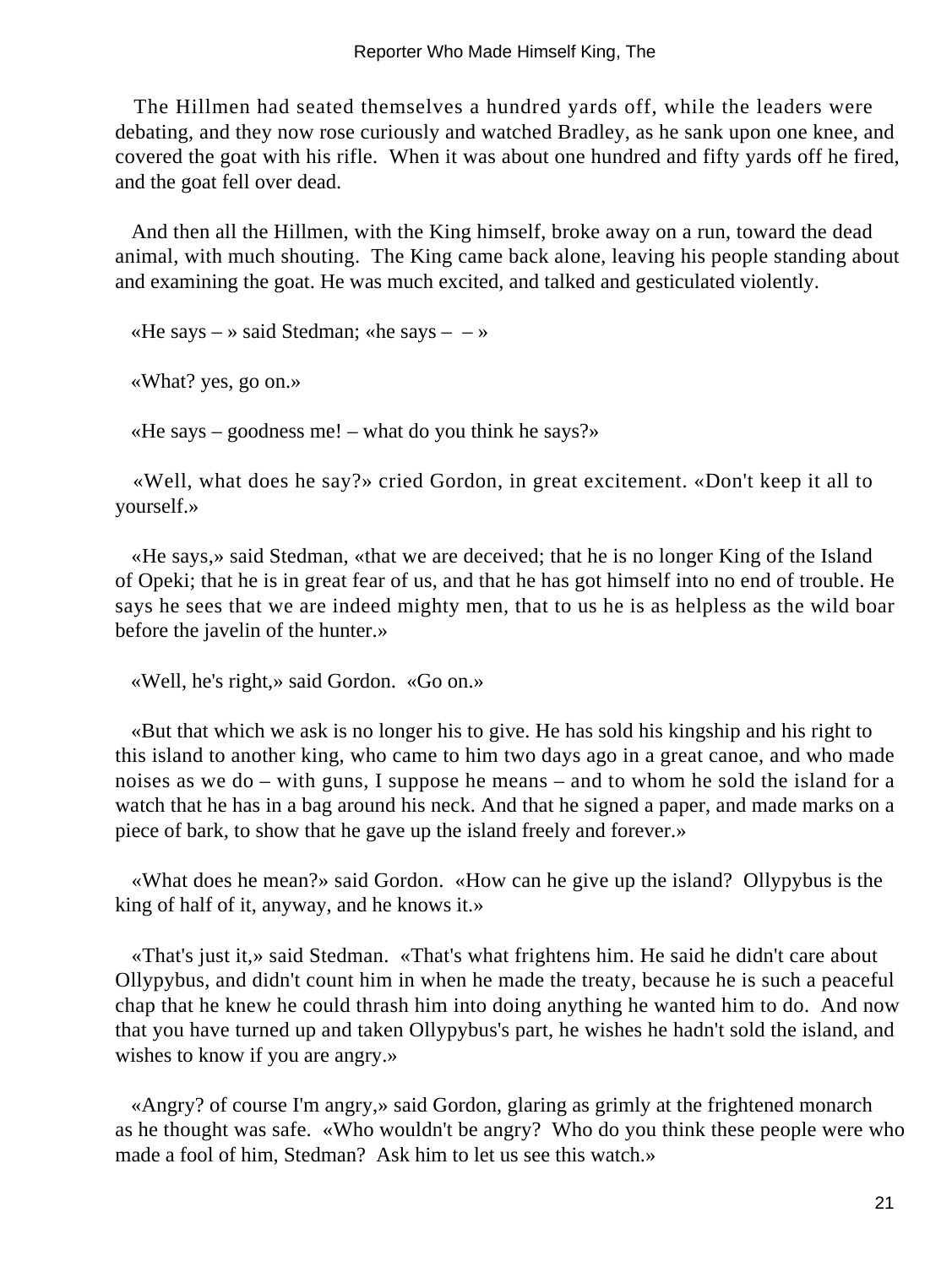The Hillmen had seated themselves a hundred yards off, while the leaders were debating, and they now rose curiously and watched Bradley, as he sank upon one knee, and covered the goat with his rifle. When it was about one hundred and fifty yards off he fired, and the goat fell over dead.

And then all the Hillmen, with the King himself, broke away on a run, toward the dead animal, with much shouting. The King came back alone, leaving his people standing about and examining the goat. He was much excited, and talked and gesticulated violently.

«He says – » said Stedman; «he says – – »

«What? yes, go on.»

«He says – goodness me! – what do you think he says?»

«Well, what does he say?» cried Gordon, in great excitement. «Don't keep it all to yourself.»

«He says,» said Stedman, «that we are deceived; that he is no longer King of the Island of Opeki; that he is in great fear of us, and that he has got himself into no end of trouble. He says he sees that we are indeed mighty men, that to us he is as helpless as the wild boar before the javelin of the hunter.»

«Well, he's right,» said Gordon. «Go on.»

«But that which we ask is no longer his to give. He has sold his kingship and his right to this island to another king, who came to him two days ago in a great canoe, and who made noises as we do – with guns, I suppose he means – and to whom he sold the island for a watch that he has in a bag around his neck. And that he signed a paper, and made marks on a piece of bark, to show that he gave up the island freely and forever.»

«What does he mean?» said Gordon. «How can he give up the island? Ollypybus is the king of half of it, anyway, and he knows it.»

«That's just it,» said Stedman. «That's what frightens him. He said he didn't care about Ollypybus, and didn't count him in when he made the treaty, because he is such a peaceful chap that he knew he could thrash him into doing anything he wanted him to do. And now that you have turned up and taken Ollypybus's part, he wishes he hadn't sold the island, and wishes to know if you are angry.»

«Angry? of course I'm angry,» said Gordon, glaring as grimly at the frightened monarch as he thought was safe. «Who wouldn't be angry? Who do you think these people were who made a fool of him, Stedman? Ask him to let us see this watch.»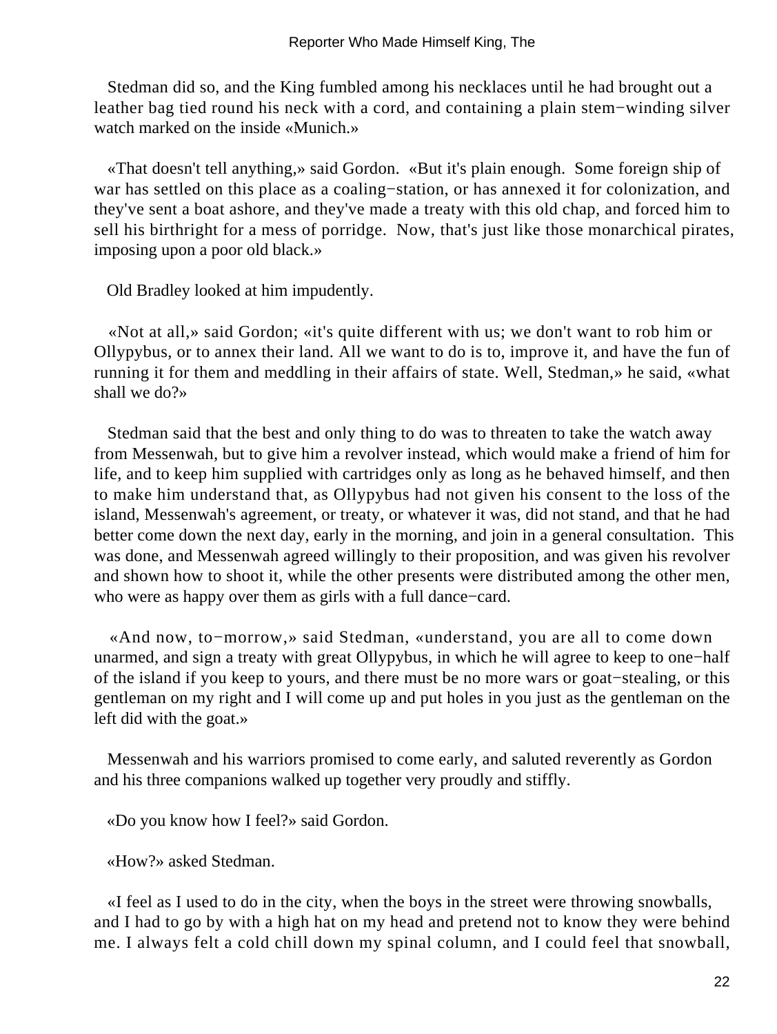Stedman did so, and the King fumbled among his necklaces until he had brought out a leather bag tied round his neck with a cord, and containing a plain stem−winding silver watch marked on the inside «Munich.»

«That doesn't tell anything,» said Gordon. «But it's plain enough. Some foreign ship of war has settled on this place as a coaling−station, or has annexed it for colonization, and they've sent a boat ashore, and they've made a treaty with this old chap, and forced him to sell his birthright for a mess of porridge. Now, that's just like those monarchical pirates, imposing upon a poor old black.»

Old Bradley looked at him impudently.

«Not at all,» said Gordon; «it's quite different with us; we don't want to rob him or Ollypybus, or to annex their land. All we want to do is to, improve it, and have the fun of running it for them and meddling in their affairs of state. Well, Stedman,» he said, «what shall we do?»

Stedman said that the best and only thing to do was to threaten to take the watch away from Messenwah, but to give him a revolver instead, which would make a friend of him for life, and to keep him supplied with cartridges only as long as he behaved himself, and then to make him understand that, as Ollypybus had not given his consent to the loss of the island, Messenwah's agreement, or treaty, or whatever it was, did not stand, and that he had better come down the next day, early in the morning, and join in a general consultation. This was done, and Messenwah agreed willingly to their proposition, and was given his revolver and shown how to shoot it, while the other presents were distributed among the other men, who were as happy over them as girls with a full dance−card.

«And now, to−morrow,» said Stedman, «understand, you are all to come down unarmed, and sign a treaty with great Ollypybus, in which he will agree to keep to one−half of the island if you keep to yours, and there must be no more wars or goat−stealing, or this gentleman on my right and I will come up and put holes in you just as the gentleman on the left did with the goat.»

Messenwah and his warriors promised to come early, and saluted reverently as Gordon and his three companions walked up together very proudly and stiffly.

«Do you know how I feel?» said Gordon.

«How?» asked Stedman.

«I feel as I used to do in the city, when the boys in the street were throwing snowballs, and I had to go by with a high hat on my head and pretend not to know they were behind me. I always felt a cold chill down my spinal column, and I could feel that snowball,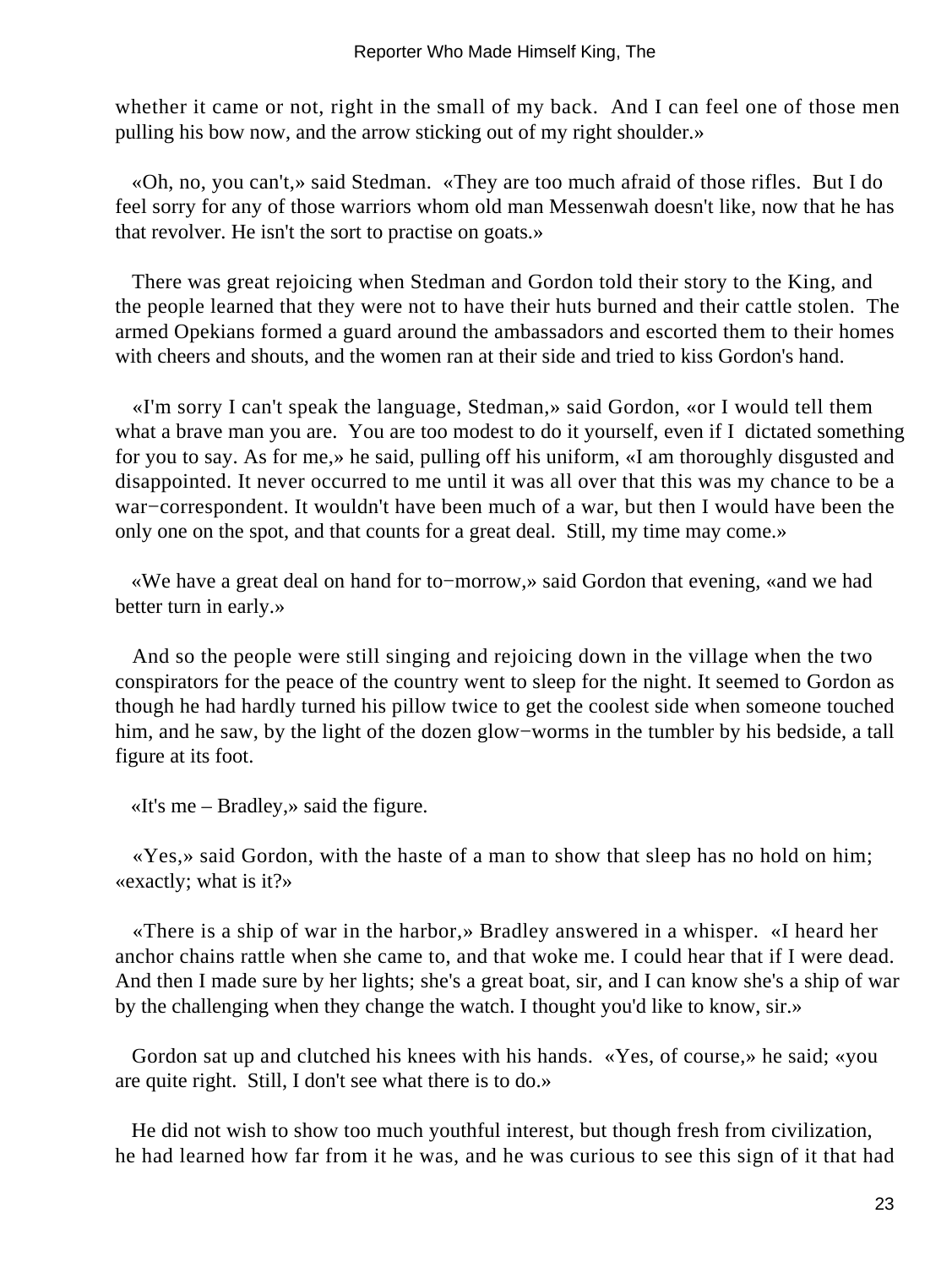whether it came or not, right in the small of my back. And I can feel one of those men pulling his bow now, and the arrow sticking out of my right shoulder.»

«Oh, no, you can't,» said Stedman. «They are too much afraid of those rifles. But I do feel sorry for any of those warriors whom old man Messenwah doesn't like, now that he has that revolver. He isn't the sort to practise on goats.»

There was great rejoicing when Stedman and Gordon told their story to the King, and the people learned that they were not to have their huts burned and their cattle stolen. The armed Opekians formed a guard around the ambassadors and escorted them to their homes with cheers and shouts, and the women ran at their side and tried to kiss Gordon's hand.

«I'm sorry I can't speak the language, Stedman,» said Gordon, «or I would tell them what a brave man you are. You are too modest to do it yourself, even if I dictated something for you to say. As for me,» he said, pulling off his uniform, «I am thoroughly disgusted and disappointed. It never occurred to me until it was all over that this was my chance to be a war−correspondent. It wouldn't have been much of a war, but then I would have been the only one on the spot, and that counts for a great deal. Still, my time may come.»

«We have a great deal on hand for to−morrow,» said Gordon that evening, «and we had better turn in early.»

And so the people were still singing and rejoicing down in the village when the two conspirators for the peace of the country went to sleep for the night. It seemed to Gordon as though he had hardly turned his pillow twice to get the coolest side when someone touched him, and he saw, by the light of the dozen glow−worms in the tumbler by his bedside, a tall figure at its foot.

«It's me – Bradley,» said the figure.

«Yes,» said Gordon, with the haste of a man to show that sleep has no hold on him; «exactly; what is it?»

«There is a ship of war in the harbor,» Bradley answered in a whisper. «I heard her anchor chains rattle when she came to, and that woke me. I could hear that if I were dead. And then I made sure by her lights; she's a great boat, sir, and I can know she's a ship of war by the challenging when they change the watch. I thought you'd like to know, sir.»

Gordon sat up and clutched his knees with his hands. «Yes, of course,» he said; «you are quite right. Still, I don't see what there is to do.»

He did not wish to show too much youthful interest, but though fresh from civilization, he had learned how far from it he was, and he was curious to see this sign of it that had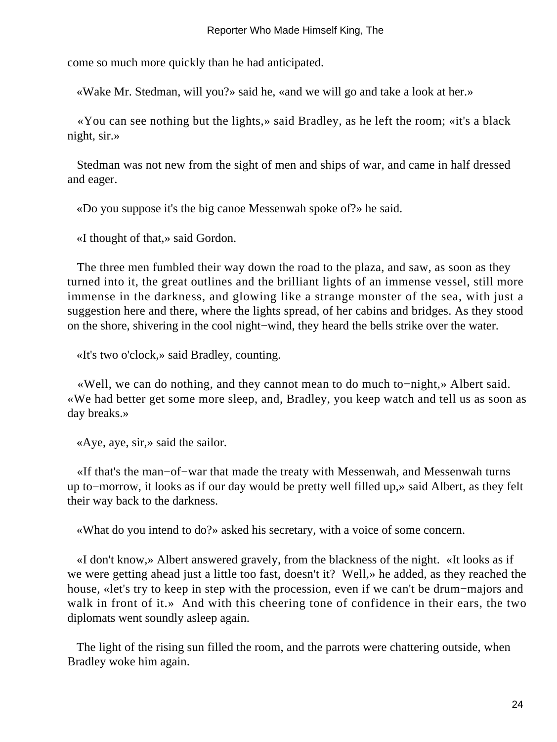come so much more quickly than he had anticipated.

«Wake Mr. Stedman, will you?» said he, «and we will go and take a look at her.»

«You can see nothing but the lights,» said Bradley, as he left the room; «it's a black night, sir.»

Stedman was not new from the sight of men and ships of war, and came in half dressed and eager.

«Do you suppose it's the big canoe Messenwah spoke of?» he said.

«I thought of that,» said Gordon.

The three men fumbled their way down the road to the plaza, and saw, as soon as they turned into it, the great outlines and the brilliant lights of an immense vessel, still more immense in the darkness, and glowing like a strange monster of the sea, with just a suggestion here and there, where the lights spread, of her cabins and bridges. As they stood on the shore, shivering in the cool night−wind, they heard the bells strike over the water.

«It's two o'clock,» said Bradley, counting.

«Well, we can do nothing, and they cannot mean to do much to−night,» Albert said. «We had better get some more sleep, and, Bradley, you keep watch and tell us as soon as day breaks.»

«Aye, aye, sir,» said the sailor.

«If that's the man−of−war that made the treaty with Messenwah, and Messenwah turns up to−morrow, it looks as if our day would be pretty well filled up,» said Albert, as they felt their way back to the darkness.

«What do you intend to do?» asked his secretary, with a voice of some concern.

«I don't know,» Albert answered gravely, from the blackness of the night. «It looks as if we were getting ahead just a little too fast, doesn't it? Well,» he added, as they reached the house, «let's try to keep in step with the procession, even if we can't be drum−majors and walk in front of it.» And with this cheering tone of confidence in their ears, the two diplomats went soundly asleep again.

The light of the rising sun filled the room, and the parrots were chattering outside, when Bradley woke him again.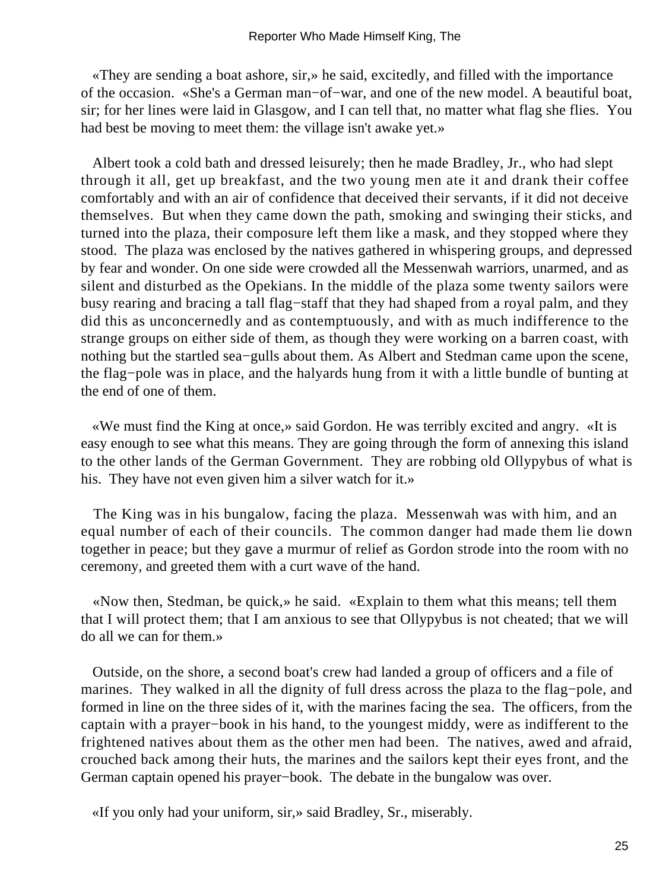«They are sending a boat ashore, sir,» he said, excitedly, and filled with the importance of the occasion. «She's a German man−of−war, and one of the new model. A beautiful boat, sir; for her lines were laid in Glasgow, and I can tell that, no matter what flag she flies. You had best be moving to meet them: the village isn't awake yet.»

Albert took a cold bath and dressed leisurely; then he made Bradley, Jr., who had slept through it all, get up breakfast, and the two young men ate it and drank their coffee comfortably and with an air of confidence that deceived their servants, if it did not deceive themselves. But when they came down the path, smoking and swinging their sticks, and turned into the plaza, their composure left them like a mask, and they stopped where they stood. The plaza was enclosed by the natives gathered in whispering groups, and depressed by fear and wonder. On one side were crowded all the Messenwah warriors, unarmed, and as silent and disturbed as the Opekians. In the middle of the plaza some twenty sailors were busy rearing and bracing a tall flag−staff that they had shaped from a royal palm, and they did this as unconcernedly and as contemptuously, and with as much indifference to the strange groups on either side of them, as though they were working on a barren coast, with nothing but the startled sea−gulls about them. As Albert and Stedman came upon the scene, the flag−pole was in place, and the halyards hung from it with a little bundle of bunting at the end of one of them.

«We must find the King at once,» said Gordon. He was terribly excited and angry. «It is easy enough to see what this means. They are going through the form of annexing this island to the other lands of the German Government. They are robbing old Ollypybus of what is his. They have not even given him a silver watch for it.»

The King was in his bungalow, facing the plaza. Messenwah was with him, and an equal number of each of their councils. The common danger had made them lie down together in peace; but they gave a murmur of relief as Gordon strode into the room with no ceremony, and greeted them with a curt wave of the hand.

«Now then, Stedman, be quick,» he said. «Explain to them what this means; tell them that I will protect them; that I am anxious to see that Ollypybus is not cheated; that we will do all we can for them.»

Outside, on the shore, a second boat's crew had landed a group of officers and a file of marines. They walked in all the dignity of full dress across the plaza to the flag−pole, and formed in line on the three sides of it, with the marines facing the sea. The officers, from the captain with a prayer−book in his hand, to the youngest middy, were as indifferent to the frightened natives about them as the other men had been. The natives, awed and afraid, crouched back among their huts, the marines and the sailors kept their eyes front, and the German captain opened his prayer−book. The debate in the bungalow was over.

«If you only had your uniform, sir,» said Bradley, Sr., miserably.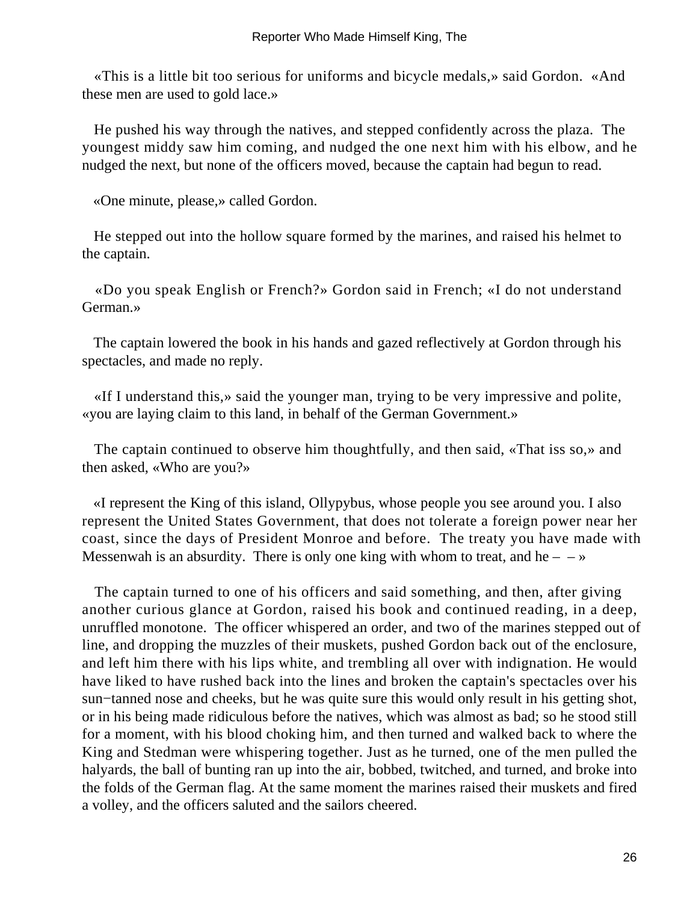«This is a little bit too serious for uniforms and bicycle medals,» said Gordon. «And these men are used to gold lace.»

He pushed his way through the natives, and stepped confidently across the plaza. The youngest middy saw him coming, and nudged the one next him with his elbow, and he nudged the next, but none of the officers moved, because the captain had begun to read.

«One minute, please,» called Gordon.

He stepped out into the hollow square formed by the marines, and raised his helmet to the captain.

«Do you speak English or French?» Gordon said in French; «I do not understand German.»

The captain lowered the book in his hands and gazed reflectively at Gordon through his spectacles, and made no reply.

«If I understand this,» said the younger man, trying to be very impressive and polite, «you are laying claim to this land, in behalf of the German Government.»

The captain continued to observe him thoughtfully, and then said, «That iss so,» and then asked, «Who are you?»

«I represent the King of this island, Ollypybus, whose people you see around you. I also represent the United States Government, that does not tolerate a foreign power near her coast, since the days of President Monroe and before. The treaty you have made with Messenwah is an absurdity. There is only one king with whom to treat, and he – – »

The captain turned to one of his officers and said something, and then, after giving another curious glance at Gordon, raised his book and continued reading, in a deep, unruffled monotone. The officer whispered an order, and two of the marines stepped out of line, and dropping the muzzles of their muskets, pushed Gordon back out of the enclosure, and left him there with his lips white, and trembling all over with indignation. He would have liked to have rushed back into the lines and broken the captain's spectacles over his sun−tanned nose and cheeks, but he was quite sure this would only result in his getting shot, or in his being made ridiculous before the natives, which was almost as bad; so he stood still for a moment, with his blood choking him, and then turned and walked back to where the King and Stedman were whispering together. Just as he turned, one of the men pulled the halyards, the ball of bunting ran up into the air, bobbed, twitched, and turned, and broke into the folds of the German flag. At the same moment the marines raised their muskets and fired a volley, and the officers saluted and the sailors cheered.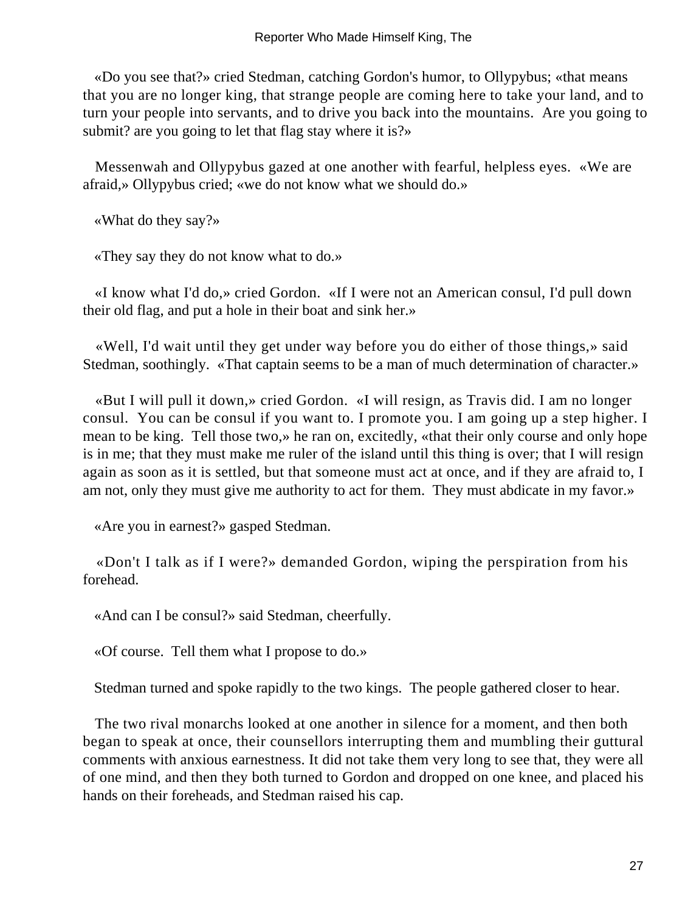«Do you see that?» cried Stedman, catching Gordon's humor, to Ollypybus; «that means that you are no longer king, that strange people are coming here to take your land, and to turn your people into servants, and to drive you back into the mountains. Are you going to submit? are you going to let that flag stay where it is?»

Messenwah and Ollypybus gazed at one another with fearful, helpless eyes. «We are afraid,» Ollypybus cried; «we do not know what we should do.»

«What do they say?»

«They say they do not know what to do.»

«I know what I'd do,» cried Gordon. «If I were not an American consul, I'd pull down their old flag, and put a hole in their boat and sink her.»

«Well, I'd wait until they get under way before you do either of those things,» said Stedman, soothingly. «That captain seems to be a man of much determination of character.»

«But I will pull it down,» cried Gordon. «I will resign, as Travis did. I am no longer consul. You can be consul if you want to. I promote you. I am going up a step higher. I mean to be king. Tell those two,» he ran on, excitedly, «that their only course and only hope is in me; that they must make me ruler of the island until this thing is over; that I will resign again as soon as it is settled, but that someone must act at once, and if they are afraid to, I am not, only they must give me authority to act for them. They must abdicate in my favor.»

«Are you in earnest?» gasped Stedman.

«Don't I talk as if I were?» demanded Gordon, wiping the perspiration from his forehead.

«And can I be consul?» said Stedman, cheerfully.

«Of course. Tell them what I propose to do.»

Stedman turned and spoke rapidly to the two kings. The people gathered closer to hear.

The two rival monarchs looked at one another in silence for a moment, and then both began to speak at once, their counsellors interrupting them and mumbling their guttural comments with anxious earnestness. It did not take them very long to see that, they were all of one mind, and then they both turned to Gordon and dropped on one knee, and placed his hands on their foreheads, and Stedman raised his cap.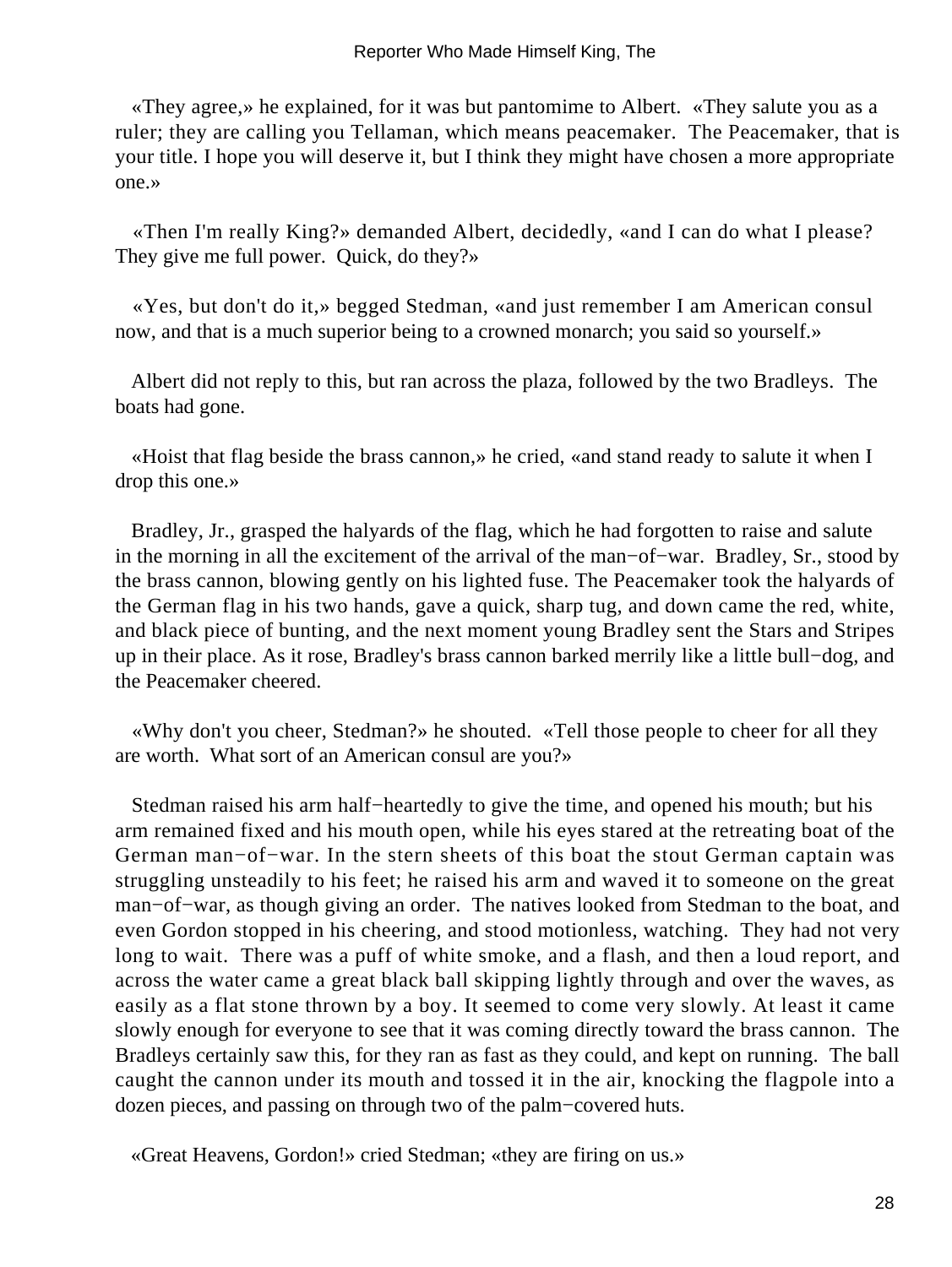«They agree,» he explained, for it was but pantomime to Albert. «They salute you as a ruler; they are calling you Tellaman, which means peacemaker. The Peacemaker, that is your title. I hope you will deserve it, but I think they might have chosen a more appropriate one.»

«Then I'm really King?» demanded Albert, decidedly, «and I can do what I please? They give me full power. Quick, do they?»

«Yes, but don't do it,» begged Stedman, «and just remember I am American consul now, and that is a much superior being to a crowned monarch; you said so yourself.»

Albert did not reply to this, but ran across the plaza, followed by the two Bradleys. The boats had gone.

«Hoist that flag beside the brass cannon,» he cried, «and stand ready to salute it when I drop this one.»

Bradley, Jr., grasped the halyards of the flag, which he had forgotten to raise and salute in the morning in all the excitement of the arrival of the man−of−war. Bradley, Sr., stood by the brass cannon, blowing gently on his lighted fuse. The Peacemaker took the halyards of the German flag in his two hands, gave a quick, sharp tug, and down came the red, white, and black piece of bunting, and the next moment young Bradley sent the Stars and Stripes up in their place. As it rose, Bradley's brass cannon barked merrily like a little bull−dog, and the Peacemaker cheered.

«Why don't you cheer, Stedman?» he shouted. «Tell those people to cheer for all they are worth. What sort of an American consul are you?»

Stedman raised his arm half−heartedly to give the time, and opened his mouth; but his arm remained fixed and his mouth open, while his eyes stared at the retreating boat of the German man−of−war. In the stern sheets of this boat the stout German captain was struggling unsteadily to his feet; he raised his arm and waved it to someone on the great man−of−war, as though giving an order. The natives looked from Stedman to the boat, and even Gordon stopped in his cheering, and stood motionless, watching. They had not very long to wait. There was a puff of white smoke, and a flash, and then a loud report, and across the water came a great black ball skipping lightly through and over the waves, as easily as a flat stone thrown by a boy. It seemed to come very slowly. At least it came slowly enough for everyone to see that it was coming directly toward the brass cannon. The Bradleys certainly saw this, for they ran as fast as they could, and kept on running. The ball caught the cannon under its mouth and tossed it in the air, knocking the flagpole into a dozen pieces, and passing on through two of the palm−covered huts.

«Great Heavens, Gordon!» cried Stedman; «they are firing on us.»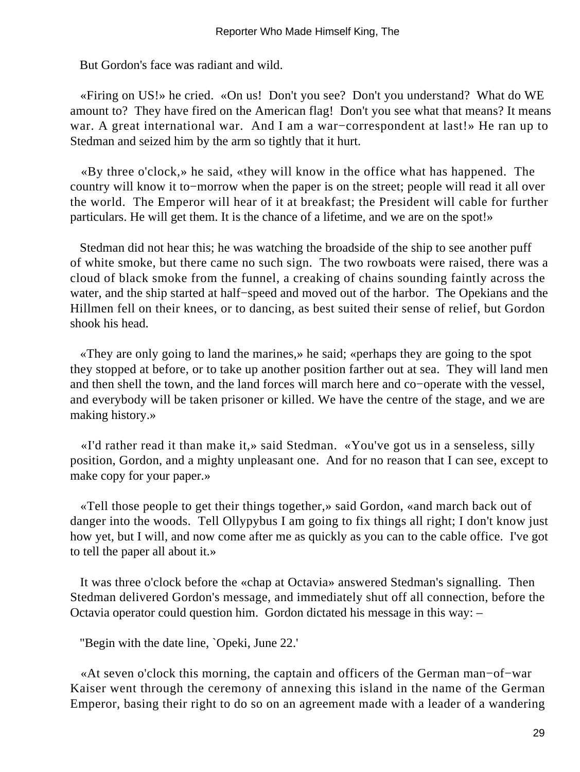But Gordon's face was radiant and wild.

«Firing on US!» he cried. «On us! Don't you see? Don't you understand? What do WE amount to? They have fired on the American flag! Don't you see what that means? It means war. A great international war. And I am a war−correspondent at last!» He ran up to Stedman and seized him by the arm so tightly that it hurt.

«By three o'clock,» he said, «they will know in the office what has happened. The country will know it to−morrow when the paper is on the street; people will read it all over the world. The Emperor will hear of it at breakfast; the President will cable for further particulars. He will get them. It is the chance of a lifetime, and we are on the spot!»

Stedman did not hear this; he was watching the broadside of the ship to see another puff of white smoke, but there came no such sign. The two rowboats were raised, there was a cloud of black smoke from the funnel, a creaking of chains sounding faintly across the water, and the ship started at half−speed and moved out of the harbor. The Opekians and the Hillmen fell on their knees, or to dancing, as best suited their sense of relief, but Gordon shook his head.

«They are only going to land the marines,» he said; «perhaps they are going to the spot they stopped at before, or to take up another position farther out at sea. They will land men and then shell the town, and the land forces will march here and co−operate with the vessel, and everybody will be taken prisoner or killed. We have the centre of the stage, and we are making history.»

«I'd rather read it than make it,» said Stedman. «You've got us in a senseless, silly position, Gordon, and a mighty unpleasant one. And for no reason that I can see, except to make copy for your paper.»

«Tell those people to get their things together,» said Gordon, «and march back out of danger into the woods. Tell Ollypybus I am going to fix things all right; I don't know just how yet, but I will, and now come after me as quickly as you can to the cable office. I've got to tell the paper all about it.»

It was three o'clock before the «chap at Octavia» answered Stedman's signalling. Then Stedman delivered Gordon's message, and immediately shut off all connection, before the Octavia operator could question him. Gordon dictated his message in this way: –

"Begin with the date line, `Opeki, June 22.'

«At seven o'clock this morning, the captain and officers of the German man−of−war Kaiser went through the ceremony of annexing this island in the name of the German Emperor, basing their right to do so on an agreement made with a leader of a wandering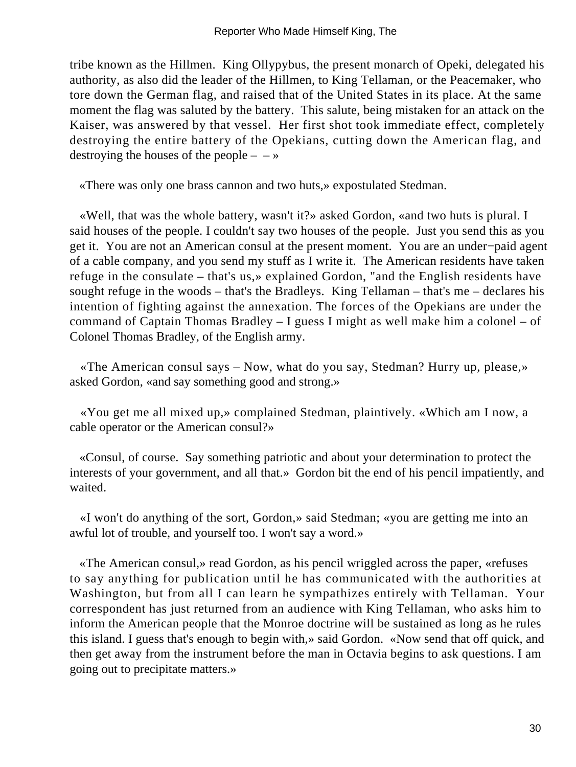tribe known as the Hillmen. King Ollypybus, the present monarch of Opeki, delegated his authority, as also did the leader of the Hillmen, to King Tellaman, or the Peacemaker, who tore down the German flag, and raised that of the United States in its place. At the same moment the flag was saluted by the battery. This salute, being mistaken for an attack on the Kaiser, was answered by that vessel. Her first shot took immediate effect, completely destroying the entire battery of the Opekians, cutting down the American flag, and destroying the houses of the people – – »

«There was only one brass cannon and two huts,» expostulated Stedman.

«Well, that was the whole battery, wasn't it?» asked Gordon, «and two huts is plural. I said houses of the people. I couldn't say two houses of the people. Just you send this as you get it. You are not an American consul at the present moment. You are an under−paid agent of a cable company, and you send my stuff as I write it. The American residents have taken refuge in the consulate – that's us,» explained Gordon, "and the English residents have sought refuge in the woods – that's the Bradleys. King Tellaman – that's me – declares his intention of fighting against the annexation. The forces of the Opekians are under the command of Captain Thomas Bradley – I guess I might as well make him a colonel – of Colonel Thomas Bradley, of the English army.

«The American consul says – Now, what do you say, Stedman? Hurry up, please,» asked Gordon, «and say something good and strong.»

«You get me all mixed up,» complained Stedman, plaintively. «Which am I now, a cable operator or the American consul?»

«Consul, of course. Say something patriotic and about your determination to protect the interests of your government, and all that.» Gordon bit the end of his pencil impatiently, and waited.

«I won't do anything of the sort, Gordon,» said Stedman; «you are getting me into an awful lot of trouble, and yourself too. I won't say a word.»

«The American consul,» read Gordon, as his pencil wriggled across the paper, «refuses to say anything for publication until he has communicated with the authorities at Washington, but from all I can learn he sympathizes entirely with Tellaman. Your correspondent has just returned from an audience with King Tellaman, who asks him to inform the American people that the Monroe doctrine will be sustained as long as he rules this island. I guess that's enough to begin with,» said Gordon. «Now send that off quick, and then get away from the instrument before the man in Octavia begins to ask questions. I am going out to precipitate matters.»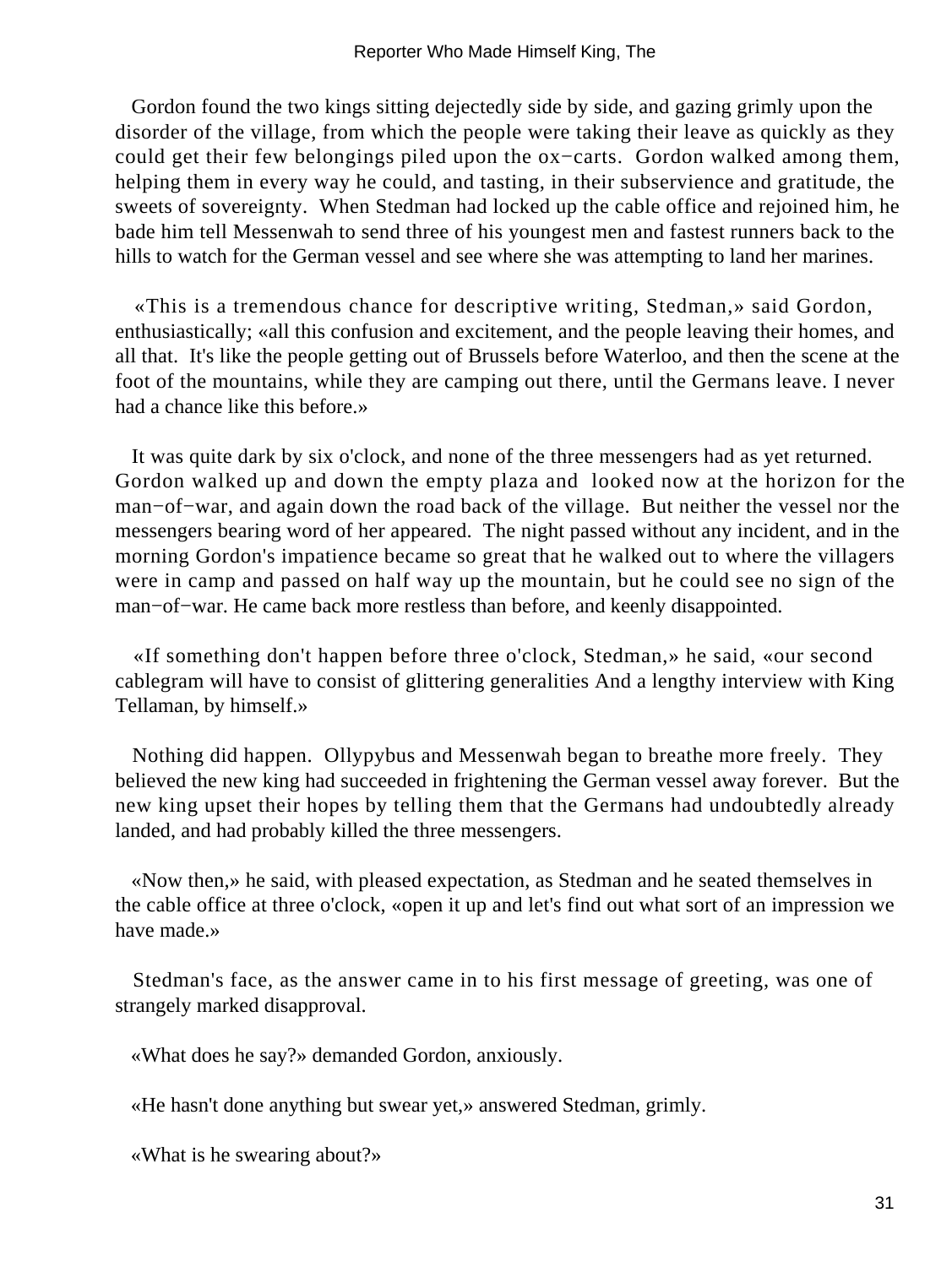Gordon found the two kings sitting dejectedly side by side, and gazing grimly upon the disorder of the village, from which the people were taking their leave as quickly as they could get their few belongings piled upon the ox−carts. Gordon walked among them, helping them in every way he could, and tasting, in their subservience and gratitude, the sweets of sovereignty. When Stedman had locked up the cable office and rejoined him, he bade him tell Messenwah to send three of his youngest men and fastest runners back to the hills to watch for the German vessel and see where she was attempting to land her marines.

«This is a tremendous chance for descriptive writing, Stedman,» said Gordon, enthusiastically; «all this confusion and excitement, and the people leaving their homes, and all that. It's like the people getting out of Brussels before Waterloo, and then the scene at the foot of the mountains, while they are camping out there, until the Germans leave. I never had a chance like this before.»

It was quite dark by six o'clock, and none of the three messengers had as yet returned. Gordon walked up and down the empty plaza and looked now at the horizon for the man−of−war, and again down the road back of the village. But neither the vessel nor the messengers bearing word of her appeared. The night passed without any incident, and in the morning Gordon's impatience became so great that he walked out to where the villagers were in camp and passed on half way up the mountain, but he could see no sign of the man−of−war. He came back more restless than before, and keenly disappointed.

«If something don't happen before three o'clock, Stedman,» he said, «our second cablegram will have to consist of glittering generalities And a lengthy interview with King Tellaman, by himself.»

Nothing did happen. Ollypybus and Messenwah began to breathe more freely. They believed the new king had succeeded in frightening the German vessel away forever. But the new king upset their hopes by telling them that the Germans had undoubtedly already landed, and had probably killed the three messengers.

«Now then,» he said, with pleased expectation, as Stedman and he seated themselves in the cable office at three o'clock, «open it up and let's find out what sort of an impression we have made.»

Stedman's face, as the answer came in to his first message of greeting, was one of strangely marked disapproval.

«What does he say?» demanded Gordon, anxiously.

«He hasn't done anything but swear yet,» answered Stedman, grimly.

«What is he swearing about?»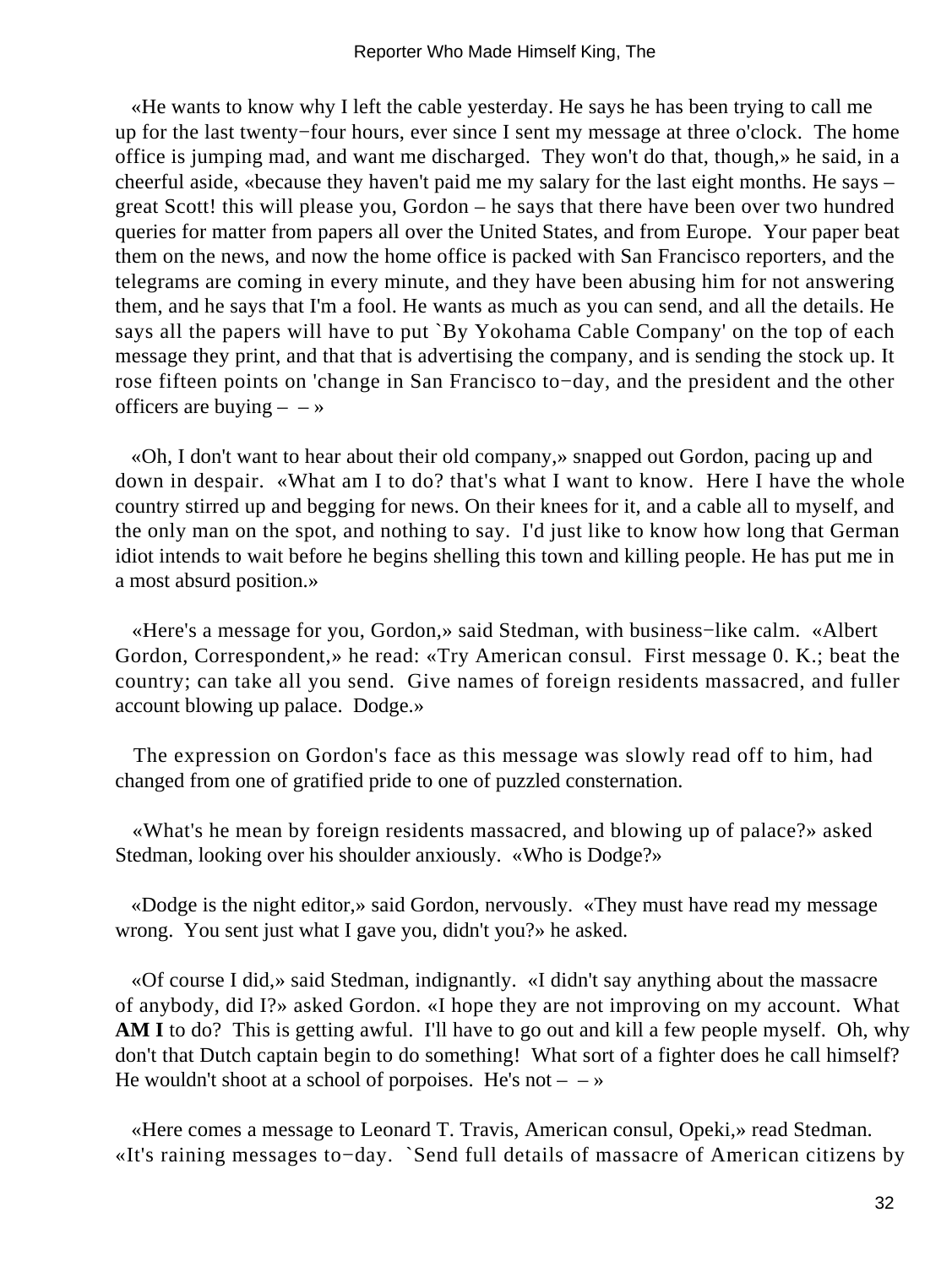«He wants to know why I left the cable yesterday. He says he has been trying to call me up for the last twenty−four hours, ever since I sent my message at three o'clock. The home office is jumping mad, and want me discharged. They won't do that, though,» he said, in a cheerful aside, «because they haven't paid me my salary for the last eight months. He says – great Scott! this will please you, Gordon – he says that there have been over two hundred queries for matter from papers all over the United States, and from Europe. Your paper beat them on the news, and now the home office is packed with San Francisco reporters, and the telegrams are coming in every minute, and they have been abusing him for not answering them, and he says that I'm a fool. He wants as much as you can send, and all the details. He says all the papers will have to put `By Yokohama Cable Company' on the top of each message they print, and that that is advertising the company, and is sending the stock up. It rose fifteen points on 'change in San Francisco to−day, and the president and the other officers are buying – – »

«Oh, I don't want to hear about their old company,» snapped out Gordon, pacing up and down in despair. «What am I to do? that's what I want to know. Here I have the whole country stirred up and begging for news. On their knees for it, and a cable all to myself, and the only man on the spot, and nothing to say. I'd just like to know how long that German idiot intends to wait before he begins shelling this town and killing people. He has put me in a most absurd position.»

«Here's a message for you, Gordon,» said Stedman, with business−like calm. «Albert Gordon, Correspondent,» he read: «Try American consul. First message 0. K.; beat the country; can take all you send. Give names of foreign residents massacred, and fuller account blowing up palace. Dodge.»

The expression on Gordon's face as this message was slowly read off to him, had changed from one of gratified pride to one of puzzled consternation.

«What's he mean by foreign residents massacred, and blowing up of palace?» asked Stedman, looking over his shoulder anxiously. «Who is Dodge?»

«Dodge is the night editor,» said Gordon, nervously. «They must have read my message wrong. You sent just what I gave you, didn't you?» he asked.

«Of course I did,» said Stedman, indignantly. «I didn't say anything about the massacre of anybody, did I?» asked Gordon. «I hope they are not improving on my account. What **AM I** to do? This is getting awful. I'll have to go out and kill a few people myself. Oh, why don't that Dutch captain begin to do something! What sort of a fighter does he call himself? He wouldn't shoot at a school of porpoises. He's not – – »

«Here comes a message to Leonard T. Travis, American consul, Opeki,» read Stedman. «It's raining messages to−day. `Send full details of massacre of American citizens by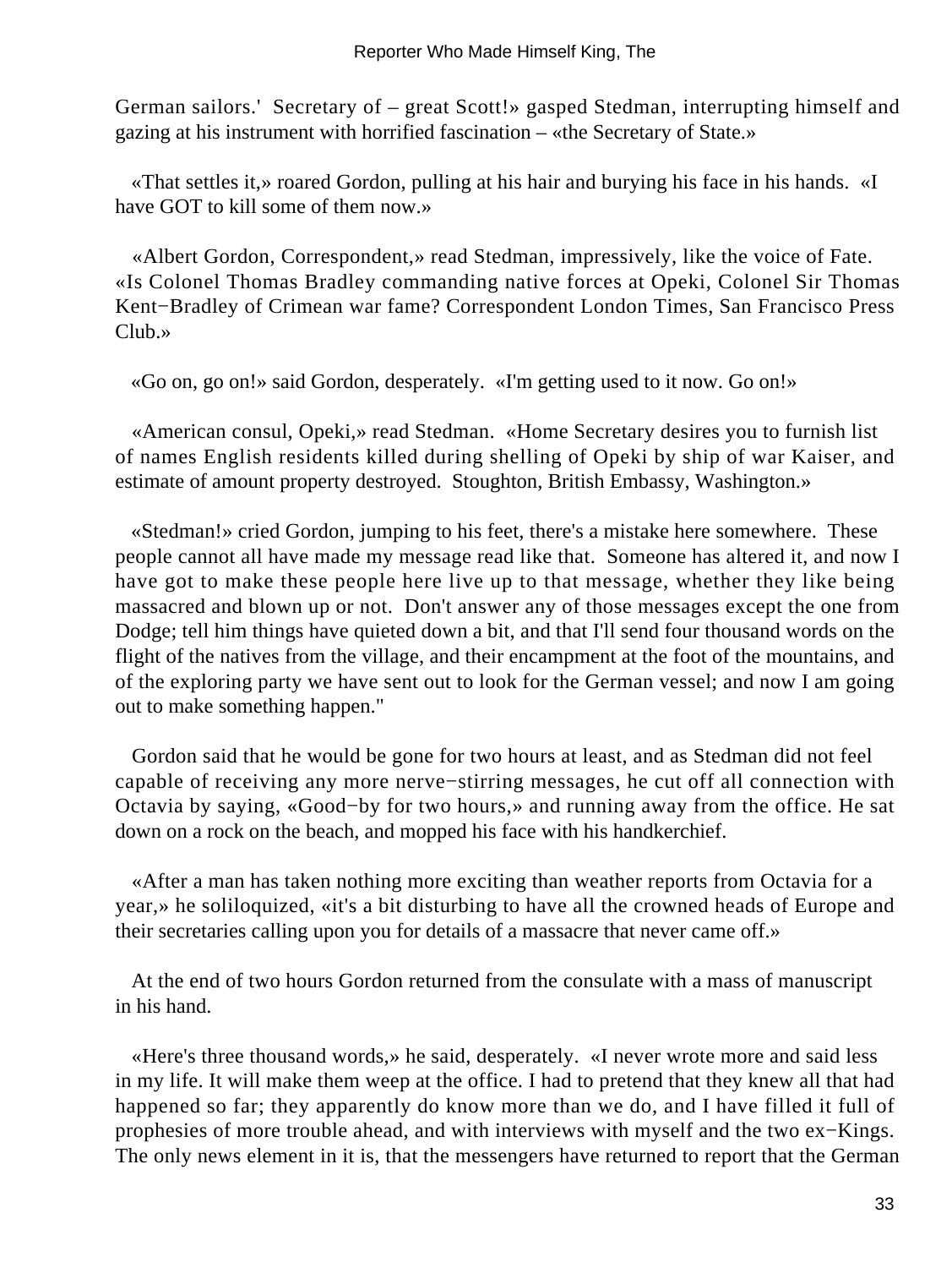German sailors.' Secretary of – great Scott!» gasped Stedman, interrupting himself and gazing at his instrument with horrified fascination – «the Secretary of State.»

«That settles it,» roared Gordon, pulling at his hair and burying his face in his hands. «I have GOT to kill some of them now.»

«Albert Gordon, Correspondent,» read Stedman, impressively, like the voice of Fate. «Is Colonel Thomas Bradley commanding native forces at Opeki, Colonel Sir Thomas Kent−Bradley of Crimean war fame? Correspondent London Times, San Francisco Press Club.»

«Go on, go on!» said Gordon, desperately. «I'm getting used to it now. Go on!»

«American consul, Opeki,» read Stedman. «Home Secretary desires you to furnish list of names English residents killed during shelling of Opeki by ship of war Kaiser, and estimate of amount property destroyed. Stoughton, British Embassy, Washington.»

«Stedman!» cried Gordon, jumping to his feet, there's a mistake here somewhere. These people cannot all have made my message read like that. Someone has altered it, and now I have got to make these people here live up to that message, whether they like being massacred and blown up or not. Don't answer any of those messages except the one from Dodge; tell him things have quieted down a bit, and that I'll send four thousand words on the flight of the natives from the village, and their encampment at the foot of the mountains, and of the exploring party we have sent out to look for the German vessel; and now I am going out to make something happen."

Gordon said that he would be gone for two hours at least, and as Stedman did not feel capable of receiving any more nerve−stirring messages, he cut off all connection with Octavia by saying, «Good−by for two hours,» and running away from the office. He sat down on a rock on the beach, and mopped his face with his handkerchief.

«After a man has taken nothing more exciting than weather reports from Octavia for a year,» he soliloquized, «it's a bit disturbing to have all the crowned heads of Europe and their secretaries calling upon you for details of a massacre that never came off.»

At the end of two hours Gordon returned from the consulate with a mass of manuscript in his hand.

«Here's three thousand words,» he said, desperately. «I never wrote more and said less in my life. It will make them weep at the office. I had to pretend that they knew all that had happened so far; they apparently do know more than we do, and I have filled it full of prophesies of more trouble ahead, and with interviews with myself and the two ex−Kings. The only news element in it is, that the messengers have returned to report that the German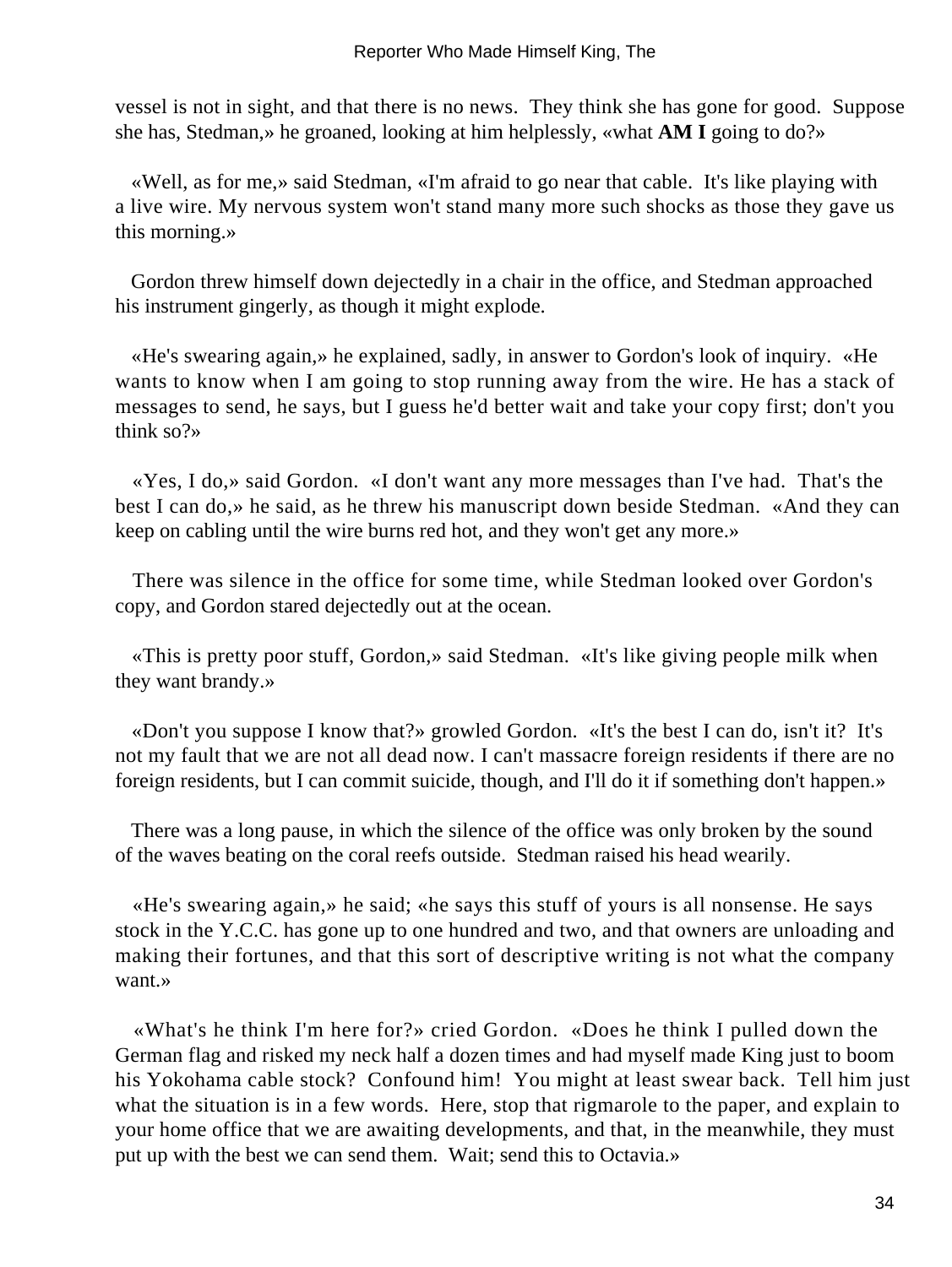vessel is not in sight, and that there is no news. They think she has gone for good. Suppose she has, Stedman,» he groaned, looking at him helplessly, «what **AM I** going to do?»

«Well, as for me,» said Stedman, «I'm afraid to go near that cable. It's like playing with a live wire. My nervous system won't stand many more such shocks as those they gave us this morning.»

Gordon threw himself down dejectedly in a chair in the office, and Stedman approached his instrument gingerly, as though it might explode.

«He's swearing again,» he explained, sadly, in answer to Gordon's look of inquiry. «He wants to know when I am going to stop running away from the wire. He has a stack of messages to send, he says, but I guess he'd better wait and take your copy first; don't you think so?»

«Yes, I do,» said Gordon. «I don't want any more messages than I've had. That's the best I can do,» he said, as he threw his manuscript down beside Stedman. «And they can keep on cabling until the wire burns red hot, and they won't get any more.»

There was silence in the office for some time, while Stedman looked over Gordon's copy, and Gordon stared dejectedly out at the ocean.

«This is pretty poor stuff, Gordon,» said Stedman. «It's like giving people milk when they want brandy.»

«Don't you suppose I know that?» growled Gordon. «It's the best I can do, isn't it? It's not my fault that we are not all dead now. I can't massacre foreign residents if there are no foreign residents, but I can commit suicide, though, and I'll do it if something don't happen.»

There was a long pause, in which the silence of the office was only broken by the sound of the waves beating on the coral reefs outside. Stedman raised his head wearily.

«He's swearing again,» he said; «he says this stuff of yours is all nonsense. He says stock in the Y.C.C. has gone up to one hundred and two, and that owners are unloading and making their fortunes, and that this sort of descriptive writing is not what the company want.»

«What's he think I'm here for?» cried Gordon. «Does he think I pulled down the German flag and risked my neck half a dozen times and had myself made King just to boom his Yokohama cable stock? Confound him! You might at least swear back. Tell him just what the situation is in a few words. Here, stop that rigmarole to the paper, and explain to your home office that we are awaiting developments, and that, in the meanwhile, they must put up with the best we can send them. Wait; send this to Octavia.»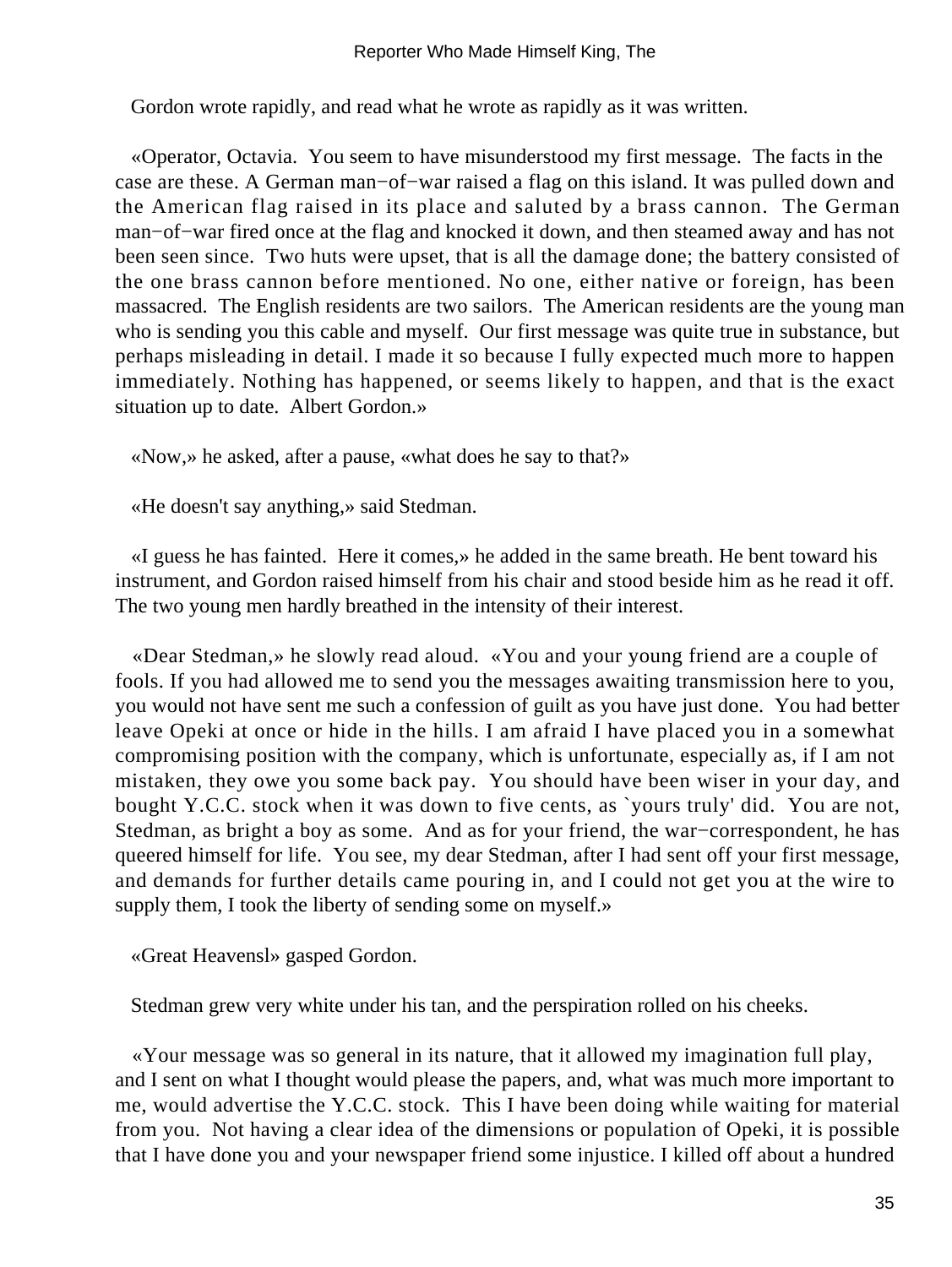Gordon wrote rapidly, and read what he wrote as rapidly as it was written.

«Operator, Octavia. You seem to have misunderstood my first message. The facts in the case are these. A German man−of−war raised a flag on this island. It was pulled down and the American flag raised in its place and saluted by a brass cannon. The German man−of−war fired once at the flag and knocked it down, and then steamed away and has not been seen since. Two huts were upset, that is all the damage done; the battery consisted of the one brass cannon before mentioned. No one, either native or foreign, has been massacred. The English residents are two sailors. The American residents are the young man who is sending you this cable and myself. Our first message was quite true in substance, but perhaps misleading in detail. I made it so because I fully expected much more to happen immediately. Nothing has happened, or seems likely to happen, and that is the exact situation up to date. Albert Gordon.»

«Now,» he asked, after a pause, «what does he say to that?»

«He doesn't say anything,» said Stedman.

«I guess he has fainted. Here it comes,» he added in the same breath. He bent toward his instrument, and Gordon raised himself from his chair and stood beside him as he read it off. The two young men hardly breathed in the intensity of their interest.

«Dear Stedman,» he slowly read aloud. «You and your young friend are a couple of fools. If you had allowed me to send you the messages awaiting transmission here to you, you would not have sent me such a confession of guilt as you have just done. You had better leave Opeki at once or hide in the hills. I am afraid I have placed you in a somewhat compromising position with the company, which is unfortunate, especially as, if I am not mistaken, they owe you some back pay. You should have been wiser in your day, and bought Y.C.C. stock when it was down to five cents, as `yours truly' did. You are not, Stedman, as bright a boy as some. And as for your friend, the war−correspondent, he has queered himself for life. You see, my dear Stedman, after I had sent off your first message, and demands for further details came pouring in, and I could not get you at the wire to supply them, I took the liberty of sending some on myself.»

«Great Heavensl» gasped Gordon.

Stedman grew very white under his tan, and the perspiration rolled on his cheeks.

«Your message was so general in its nature, that it allowed my imagination full play, and I sent on what I thought would please the papers, and, what was much more important to me, would advertise the Y.C.C. stock. This I have been doing while waiting for material from you. Not having a clear idea of the dimensions or population of Opeki, it is possible that I have done you and your newspaper friend some injustice. I killed off about a hundred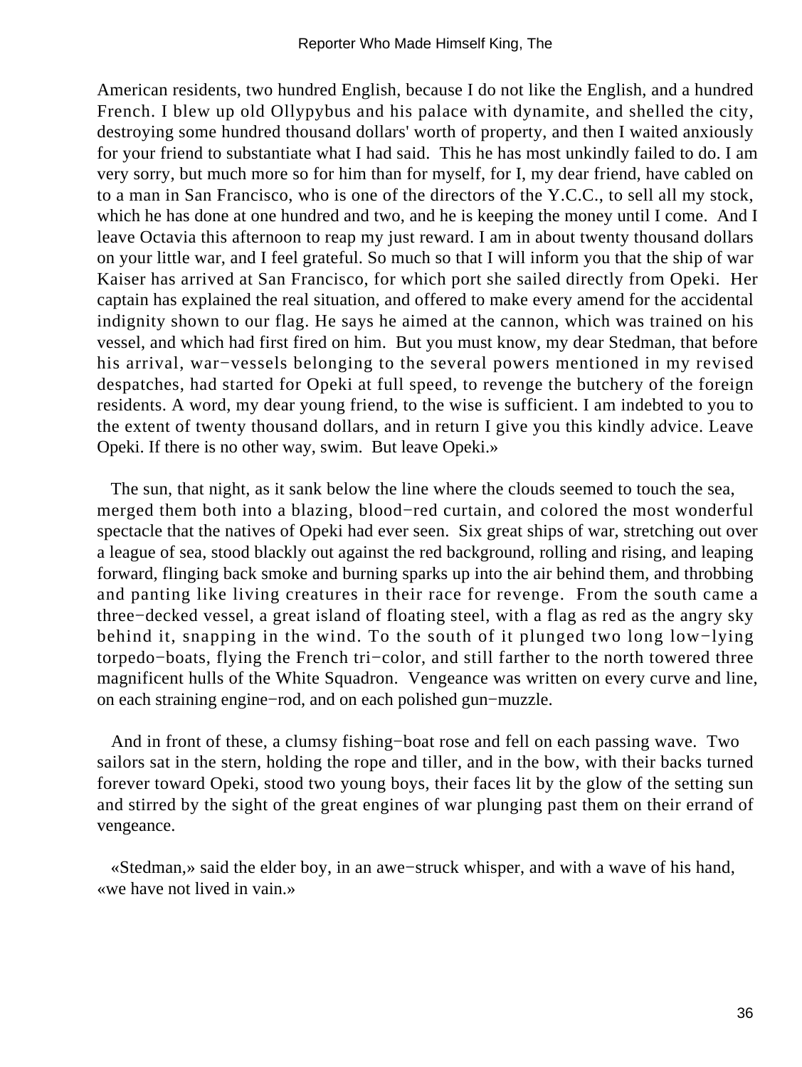American residents, two hundred English, because I do not like the English, and a hundred French. I blew up old Ollypybus and his palace with dynamite, and shelled the city, destroying some hundred thousand dollars' worth of property, and then I waited anxiously for your friend to substantiate what I had said. This he has most unkindly failed to do. I am very sorry, but much more so for him than for myself, for I, my dear friend, have cabled on to a man in San Francisco, who is one of the directors of the Y.C.C., to sell all my stock, which he has done at one hundred and two, and he is keeping the money until I come. And I leave Octavia this afternoon to reap my just reward. I am in about twenty thousand dollars on your little war, and I feel grateful. So much so that I will inform you that the ship of war Kaiser has arrived at San Francisco, for which port she sailed directly from Opeki. Her captain has explained the real situation, and offered to make every amend for the accidental indignity shown to our flag. He says he aimed at the cannon, which was trained on his vessel, and which had first fired on him. But you must know, my dear Stedman, that before his arrival, war−vessels belonging to the several powers mentioned in my revised despatches, had started for Opeki at full speed, to revenge the butchery of the foreign residents. A word, my dear young friend, to the wise is sufficient. I am indebted to you to the extent of twenty thousand dollars, and in return I give you this kindly advice. Leave Opeki. If there is no other way, swim. But leave Opeki.»

The sun, that night, as it sank below the line where the clouds seemed to touch the sea, merged them both into a blazing, blood−red curtain, and colored the most wonderful spectacle that the natives of Opeki had ever seen. Six great ships of war, stretching out over a league of sea, stood blackly out against the red background, rolling and rising, and leaping forward, flinging back smoke and burning sparks up into the air behind them, and throbbing and panting like living creatures in their race for revenge. From the south came a three−decked vessel, a great island of floating steel, with a flag as red as the angry sky behind it, snapping in the wind. To the south of it plunged two long low−lying torpedo−boats, flying the French tri−color, and still farther to the north towered three magnificent hulls of the White Squadron. Vengeance was written on every curve and line, on each straining engine−rod, and on each polished gun−muzzle.

And in front of these, a clumsy fishing−boat rose and fell on each passing wave. Two sailors sat in the stern, holding the rope and tiller, and in the bow, with their backs turned forever toward Opeki, stood two young boys, their faces lit by the glow of the setting sun and stirred by the sight of the great engines of war plunging past them on their errand of vengeance.

«Stedman,» said the elder boy, in an awe−struck whisper, and with a wave of his hand, «we have not lived in vain.»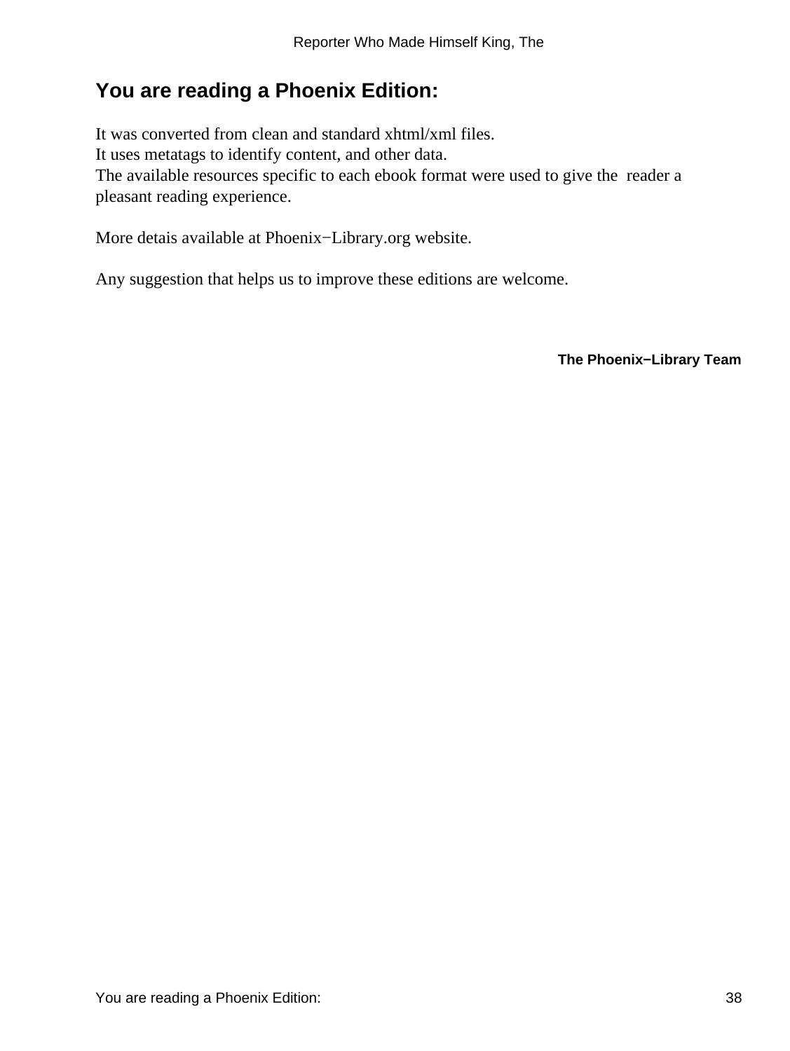# You are reading a Phoenix Edition:

It was converted from clean and standard xhtml/xml files.
It uses metatags to identify content, and other data.
The available resources specific to each ebook format were used to give the reader a pleasant reading experience.

More detais available at Phoenix−Library.org website.

Any suggestion that helps us to improve these editions are welcome.

**The Phoenix−Library Team**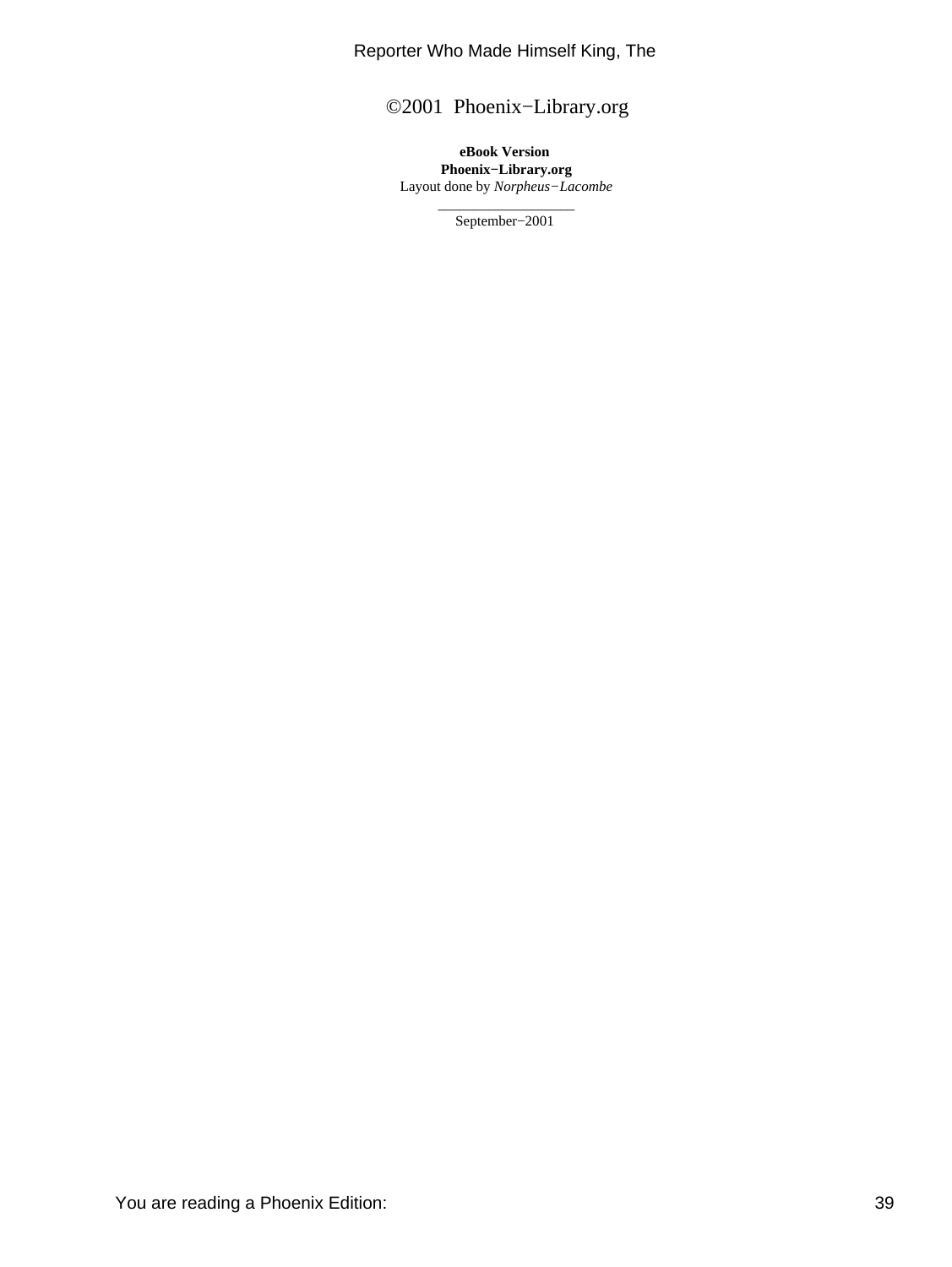©2001 Phoenix−Library.org

**eBook Version**
**Phoenix−Library.org**
Layout done by *Norpheus−Lacombe*

\_\_\_\_\_\_\_\_\_\_\_\_\_\_\_\_\_\_\_
September−2001